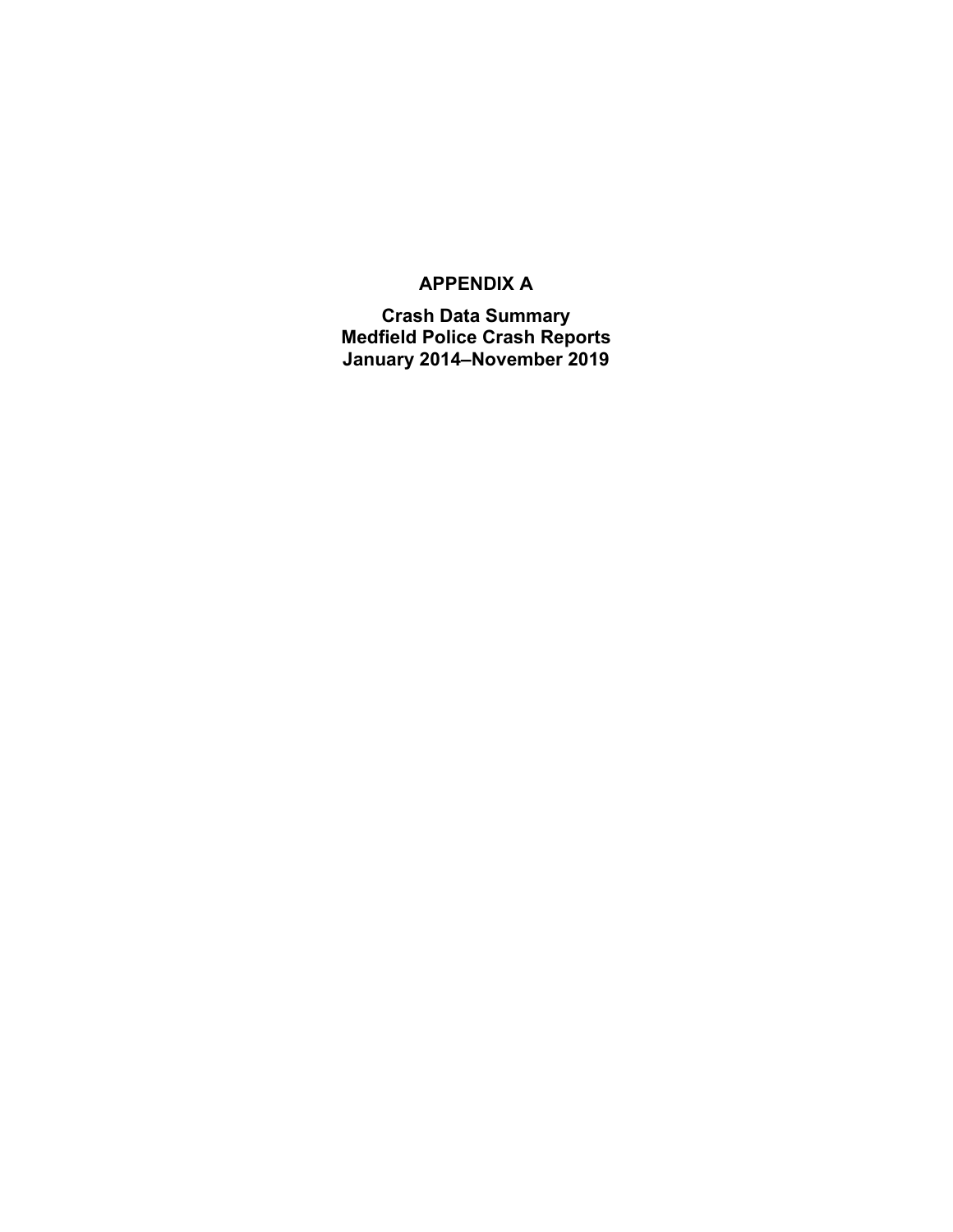# APPENDIX A

## Crash Data Summary
## Medfield Police Crash Reports
## January 2014–November 2019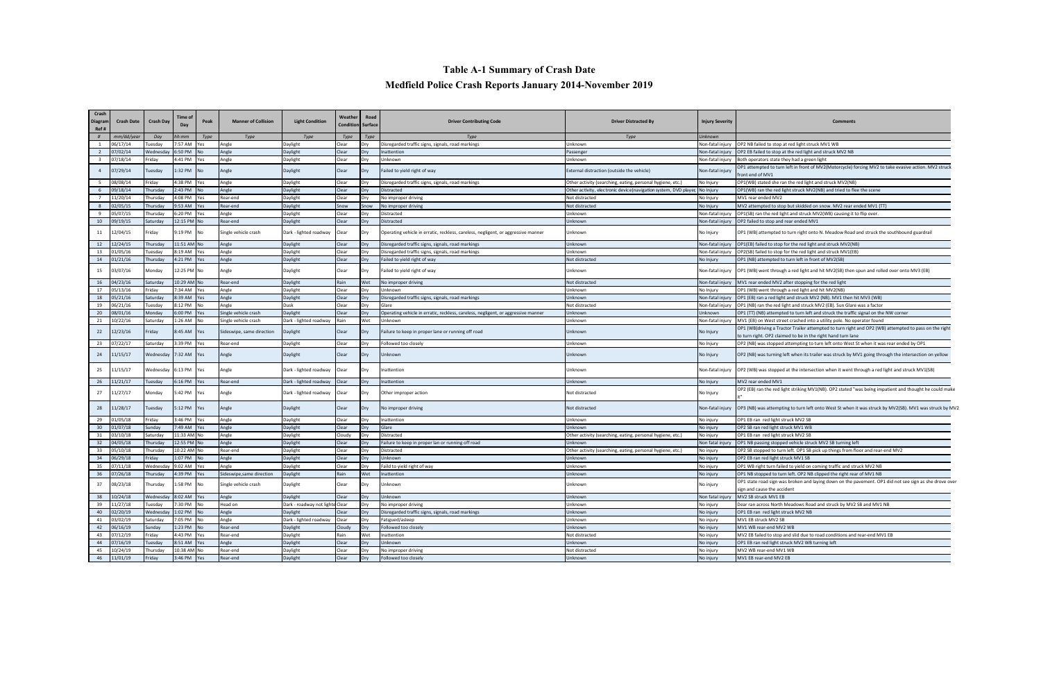# Table A-1 Summary of Crash Date

## Medfield Police Crash Reports January 2014-November 2019

| Crash Diagram Ref # | Crash Date | Crash Day | Time of Day | Peak | Manner of Collision | Light Condition | Weather Condition | Road Surface | Driver Contributing Code | Driver Distracted By | Injury Severity | Comments |
|---|---|---|---|---|---|---|---|---|---|---|---|---|
| # | mm/dd/year | Day | hh:mm | Type | Type | Type | Type | Type | Type | Type | Unknown | |
| 1 | 06/17/14 | Tuesday | 7:57 AM | Yes | Angle | Daylight | Clear | Dry | Disregarded traffic signs, signals, road markings | Unknown | Non-fatal injury | OP2 NB failed to stop at red light struck MV1 WB |
| 2 | 07/02/14 | Wednesday | 6:50 PM | No | Angle | Daylight | Clear | Dry | Inattention | Passenger | Non-fatal injury | OP2 EB failed to stop at the red light and struck MV2 NB |
| 3 | 07/18/14 | Friday | 4:41 PM | Yes | Angle | Daylight | Clear | Dry | Unknown | Unknown | Non-fatal injury | Both operators state they had a green light |
| 4 | 07/29/14 | Tuesday | 1:32 PM | No | Angle | Daylight | Clear | Dry | Failed to yield right of way | External distraction (outside the vehicle) | Non-fatal injury | OP1 attempted to turn left in front of MV2(Motorcycle) forcing MV2 to take evasive action. MV2 struck front end of MV1 |
| 5 | 08/08/14 | Friday | 4:38 PM | Yes | Angle | Daylight | Clear | Dry | Disregarded traffic signs, signals, road markings | Other activity (searching, eating, personal hygiene, etc.) | No Injury | OP1(WB) stated she ran the red light and struck MV2(NB) |
| 6 | 09/18/14 | Thursday | 2:43 PM | No | Angle | Daylight | Clear | Dry | Distracted | Other activity, electronic device(navigation system, DVD player | No Injury | OP1(WB) ran the red light struck MV2(NB) and tried to flee the scene |
| 7 | 11/20/14 | Thursday | 4:08 PM | Yes | Rear-end | Daylight | Clear | Dry | No improper driving | Not distracted | No Injury | MV1 rear ended MV2 |
| 8 | 02/05/15 | Thursday | 9:53 AM | Yes | Rear-end | Daylight | Snow | Snow | No improper driving | Not distracted | No Injury | MV2 attempted to stop but skidded on snow. MV2 rear ended MV1 (TT) |
| 9 | 05/07/15 | Thursday | 6:20 PM | Yes | Angle | Daylight | Clear | Dry | Distracted | Unknown | Non-fatal injury | OP1(SB) ran the red light and struck MV2(WB) causing it to flip over. |
| 10 | 09/19/15 | Saturday | 12:15 PM | No | Rear-end | Daylight | Clear | Dry | Distracted | Unknown | Non-fatal injury | OP2 failed to stop and rear ended MV1 |
| 11 | 12/04/15 | Friday | 9:19 PM | No | Single vehicle crash | Dark - lighted roadway | Clear | Dry | Operating vehicle in erratic, reckless, careless, negligent, or aggressive manner | Unknown | No Injury | OP1 (WB) attempted to turn right onto N. Meadow Road and struck the southbound guardrail |
| 12 | 12/24/15 | Thursday | 11:51 AM | No | Angle | Daylight | Clear | Dry | Disregarded traffic signs, signals, road markings | Unknown | Non-fatal injury | OP1(EB) failed to stop for the red light and struck MV2(NB) |
| 13 | 01/05/16 | Tuesday | 8:19 AM | Yes | Angle | Daylight | Clear | Dry | Disregarded traffic signs, signals, road markings | Unknown | Non-fatal injury | OP2(SB) failed to stop for the red light and struck MV1(EB) |
| 14 | 01/21/16 | Thursday | 4:21 PM | Yes | Angle | Daylight | Clear | Dry | Failed to yield right of way | Not distracted | No Injury | OP1 (NB) attempted to turn left in front of MV2(SB) |
| 15 | 03/07/16 | Monday | 12:25 PM | No | Angle | Daylight | Clear | Dry | Failed to yield right of way | Unknown | Non-fatal injury | OP1 (WB) went through a red light and hit MV2(SB) then spun and rolled over onto MV3 (EB) |
| 16 | 04/23/16 | Saturday | 10:29 AM | No | Rear-end | Daylight | Rain | Wet | No improper driving | Not distracted | Non-fatal injury | MV1 rear ended MV2 after stopping for the red light |
| 17 | 05/13/16 | Friday | 7:34 AM | Yes | Angle | Daylight | Clear | Dry | Unknown | Unknown | No Injury | OP1 (WB) went through a red light and hit MV2(NB) |
| 18 | 05/21/16 | Saturday | 8:39 AM | Yes | Angle | Daylight | Clear | Dry | Disregarded traffic signs, signals, road markings | Unknown | Non-fatal injury | OP1 (EB) ran a red light and struck MV2 (NB). MV1 then hit MV3 (WB) |
| 19 | 06/21/16 | Tuesday | 8:12 PM | No | Angle | Dusk | Clear | Dry | Glare | Not distracted | Non-fatal injury | OP1 (NB) ran the red light and struck MV2 (EB). Sun Glare was a factor |
| 20 | 08/01/16 | Monday | 6:00 PM | Yes | Single vehicle crash | Daylight | Clear | Dry | Operating vehicle in erratic, reckless, careless, negligent, or aggressive manner | Unknown | Unknown | OP1 (TT) (NB) attempted to turn left and struck the traffic signal on the NW corner |
| 21 | 10/22/16 | Saturday | 1:26 AM | No | Single vehicle crash | Dark - lighted roadway | Rain | Wet | Unknown | Unknown | Non-fatal injury | MV1 (EB) on West street crashed into a utility pole. No operator found |
| 22 | 12/23/16 | Friday | 8:45 AM | Yes | Sideswipe, same direction | Daylight | Clear | Dry | Failure to keep in proper lane or running off road | Unknown | No Injury | OP1 (WB)driving a Tractor Trailer attempted to turn right and OP2 (WB) attempted to pass on the right to turn right. OP2 claimed to be in the right hand turn lane |
| 23 | 07/22/17 | Saturday | 3:39 PM | Yes | Rear-end | Daylight | Clear | Dry | Followed too closely | Unknown | No Injury | OP2 (NB) was stopped attempting to turn left onto West St when it was rear ended by OP1 |
| 24 | 11/15/17 | Wednesday | 7:32 AM | Yes | Angle | Daylight | Clear | Dry | Unknown | Unknown | No Injury | OP2 (NB) was turning left when its trailer was struck by MV1 going through the intersection on yellow |
| 25 | 11/15/17 | Wednesday | 6:13 PM | Yes | Angle | Dark - lighted roadway | Clear | Dry | Inattention | Unknown | Non-fatal injury | OP2 (WB) was stopped at the intersection when it went through a red light and struck MV1(SB) |
| 26 | 11/21/17 | Tuesday | 6:16 PM | Yes | Rear-end | Dark - lighted roadway | Clear | Dry | Inattention | Unknown | No Injury | MV2 rear ended MV1 |
| 27 | 11/27/17 | Monday | 5:42 PM | Yes | Angle | Dark - lighted roadway | Clear | Dry | Other improper action | Not distracted | No Injury | OP2 (EB) ran the red light striking MV1(NB). OP2 stated "was being impatient and thought he could make it" |
| 28 | 11/28/17 | Tuesday | 5:12 PM | Yes | Angle | Daylight | Clear | Dry | No improper driving | Not distracted | Non-fatal injury | OP3 (NB) was attempting to turn left onto West St when it was struck by MV2(SB). MV1 was struck by MV2 |
| 29 | 01/05/18 | Friday | 3:46 PM | Yes | Angle | Daylight | Clear | Dry | Inattention | Unknown | No injury | OP1 EB ran red light struck MV2 SB |
| 30 | 01/07/18 | Sunday | 7:49 AM | Yes | Angle | Daylight | Clear | Dry | Glare | Unknown | No injury | OP2 SB ran red light struck MV1 WB |
| 31 | 03/10/18 | Saturday | 11:33 AM | No | Angle | Daylight | Cloudy | Dry | Distracted | Other activity (searching, eating, personal hygiene, etc.) | No injury | OP1 EB ran red light struck MV2 SB |
| 32 | 04/05/18 | Thursday | 12:55 PM | No | Angle | Daylight | Clear | Dry | Failure to keep in proper lane or running off road | Unknown | Non fatal injury | OP1 NB passing stopped vehicle struck MV2 SB turning left |
| 33 | 05/10/18 | Thursday | 10:22 AM | No | Rear-end | Daylight | Clear | Dry | Distracted | Other activity (searching, eating, personal hygiene, etc.) | No injury | OP2 SB stopped to turn left. OP1 SB pick up things from floor and rear-end MV2 |
| 34 | 06/29/18 | Friday | 1:07 PM | No | Angle | Daylight | Clear | Dry | Unknown | Unknown | No injury | OP2 EB ran red light struck MV1 SB |
| 35 | 07/11/18 | Wednesday | 9:02 AM | Yes | Angle | Daylight | Clear | Dry | Faild to yield right of way | Unknown | No injury | OP1 WB right turn failed to yield on coming traffic and struck MV2 NB |
| 36 | 07/26/18 | Thursday | 4:39 PM | Yes | Sideswipe,same direction | Daylight | Rain | Wet | Inattention | Unknown | No injury | OP1 NB stopped to turn left. OP2 NB clipped the right rear of MV1 NB |
| 37 | 08/23/18 | Thursday | 1:58 PM | No | Single vehicle crash | Daylight | Clear | Dry | Unknown | Unknown | No injury | OP1 state road sign was broken and laying down on the pavement. OP1 did not see sign as she drove over sign and cause the accident |
| 38 | 10/24/18 | Wednesday | 8:02 AM | Yes | Angle | Daylight | Clear | Dry | Unknown | Unknown | Non fatal injury | MV2 SB struck MV1 EB |
| 39 | 11/27/18 | Tuesday | 7:30 PM | No | Head on | Dark - roadway not lighted | Clear | Dry | No improper driving | Unknown | No injury | Dear ran across North Meadows Road and struck by MV2 SB and MV1 NB |
| 40 | 02/20/19 | Wednesday | 1:02 PM | No | Angle | Daylight | Clear | Dry | Disregarded traffic signs, signals, road markings | Unknown | No injury | OP1 EB ran red light struck MV2 NB |
| 41 | 03/02/19 | Saturday | 7:05 PM | No | Angle | Dark - lighted roadway | Clear | Dry | Fatigued/asleep | Unknown | No injury | MV1 EB struck MV2 SB |
| 42 | 06/16/19 | Sunday | 1:23 PM | No | Rear-end | Daylight | Cloudy | Dry | Followed too closely | Unknown | No injury | MV1 WB rear-end MV2 WB |
| 43 | 07/12/19 | Friday | 4:43 PM | Yes | Rear-end | Daylight | Rain | Wet | Inattention | Not distracted | No injury | MV2 EB failed to stop and slid due to road conditions and rear-end MV1 EB |
| 44 | 07/16/19 | Tuesday | 8:51 AM | Yes | Angle | Daylight | Clear | Dry | Unknown | Unknown | No injury | OP1 EB ran red light struck MV2 WB turning left |
| 45 | 10/24/19 | Thursday | 10:38 AM | No | Rear-end | Daylight | Clear | Dry | No improper driving | Not distracted | No injury | MV2 WB rear-end MV1 WB |
| 46 | 11/01/19 | Friday | 3:46 PM | Yes | Rear-end | Daylight | Clear | Dry | Followed too closely | Unknown | No injury | MV1 EB rear-end MV2 EB |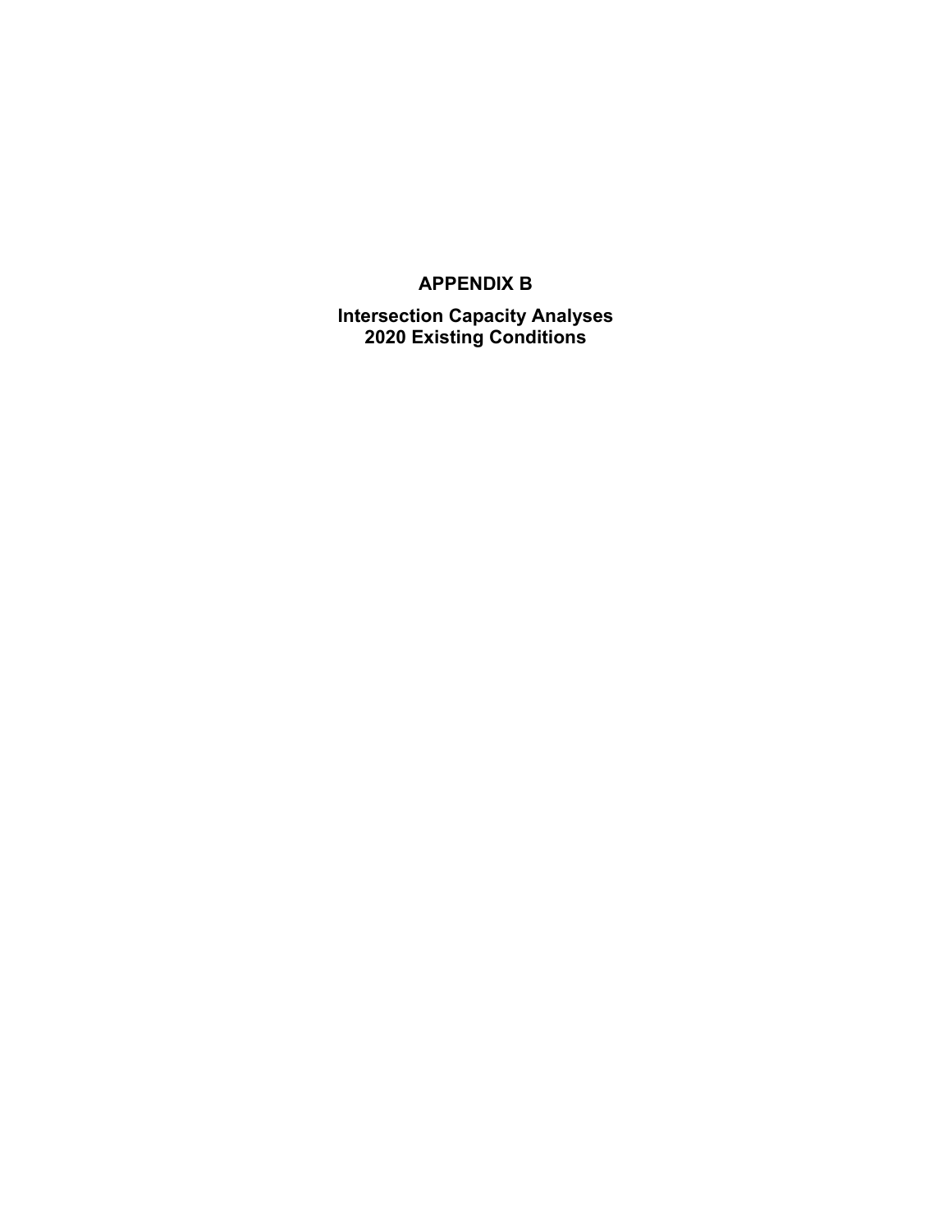# APPENDIX B

## Intersection Capacity Analyses
## 2020 Existing Conditions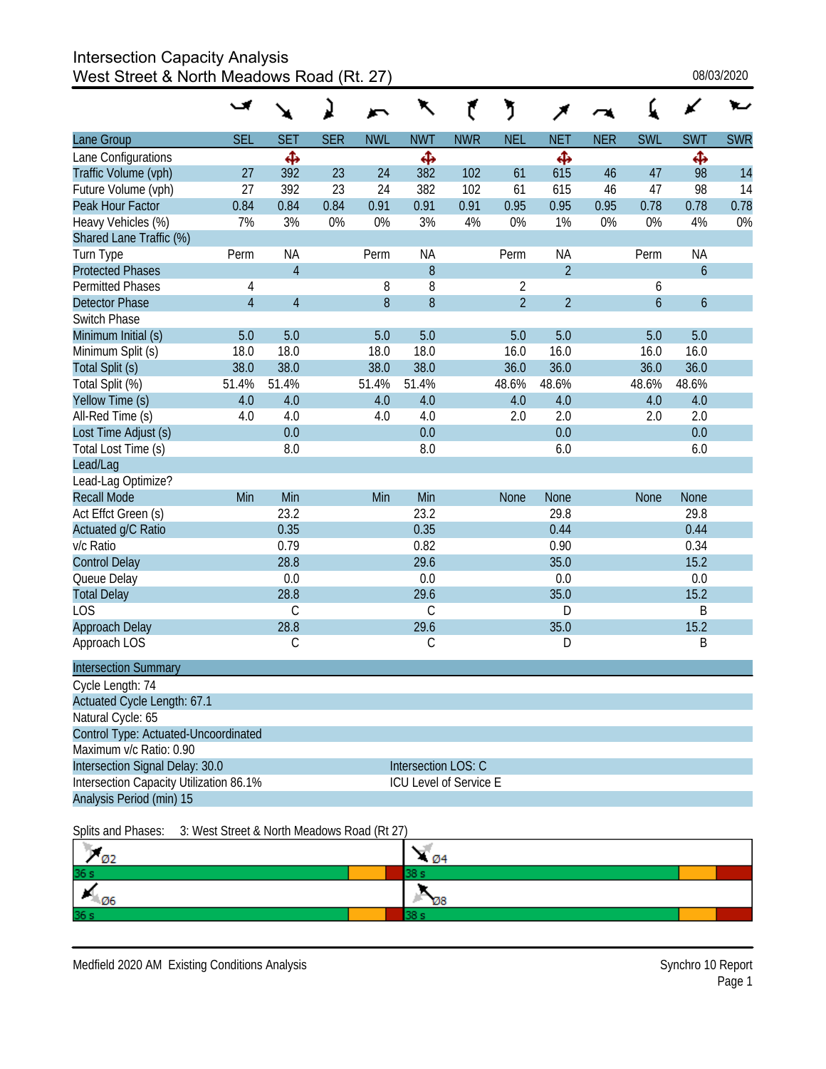# Intersection Capacity Analysis
## West Street & North Meadows Road (Rt. 27)

08/03/2020

| Lane Group | SEL | SET | SER | NWL | NWT | NWR | NEL | NET | NER | SWL | SWT | SWR |
|---|---|---|---|---|---|---|---|---|---|---|---|---|
| Lane Configurations | | ✣ | | | ✣ | | | ✣ | | | ✣ | |
| Traffic Volume (vph) | 27 | 392 | 23 | 24 | 382 | 102 | 61 | 615 | 46 | 47 | 98 | 14 |
| Future Volume (vph) | 27 | 392 | 23 | 24 | 382 | 102 | 61 | 615 | 46 | 47 | 98 | 14 |
| Peak Hour Factor | 0.84 | 0.84 | 0.84 | 0.91 | 0.91 | 0.91 | 0.95 | 0.95 | 0.95 | 0.78 | 0.78 | 0.78 |
| Heavy Vehicles (%) | 7% | 3% | 0% | 0% | 3% | 4% | 0% | 1% | 0% | 0% | 4% | 0% |
| Shared Lane Traffic (%) | | | | | | | | | | | | |
| Turn Type | Perm | NA | | Perm | NA | | Perm | NA | | Perm | NA | |
| Protected Phases | | 4 | | | 8 | | | 2 | | | 6 | |
| Permitted Phases | 4 | | | 8 | 8 | | 2 | | | 6 | | |
| Detector Phase | 4 | 4 | | 8 | 8 | | 2 | 2 | | 6 | 6 | |
| Switch Phase | | | | | | | | | | | | |
| Minimum Initial (s) | 5.0 | 5.0 | | 5.0 | 5.0 | | 5.0 | 5.0 | | 5.0 | 5.0 | |
| Minimum Split (s) | 18.0 | 18.0 | | 18.0 | 18.0 | | 16.0 | 16.0 | | 16.0 | 16.0 | |
| Total Split (s) | 38.0 | 38.0 | | 38.0 | 38.0 | | 36.0 | 36.0 | | 36.0 | 36.0 | |
| Total Split (%) | 51.4% | 51.4% | | 51.4% | 51.4% | | 48.6% | 48.6% | | 48.6% | 48.6% | |
| Yellow Time (s) | 4.0 | 4.0 | | 4.0 | 4.0 | | 4.0 | 4.0 | | 4.0 | 4.0 | |
| All-Red Time (s) | 4.0 | 4.0 | | 4.0 | 4.0 | | 2.0 | 2.0 | | 2.0 | 2.0 | |
| Lost Time Adjust (s) | | 0.0 | | | 0.0 | | | 0.0 | | | 0.0 | |
| Total Lost Time (s) | | 8.0 | | | 8.0 | | | 6.0 | | | 6.0 | |
| Lead/Lag | | | | | | | | | | | | |
| Lead-Lag Optimize? | | | | | | | | | | | | |
| Recall Mode | Min | Min | | Min | Min | | None | None | | None | None | |
| Act Effct Green (s) | | 23.2 | | | 23.2 | | | 29.8 | | | 29.8 | |
| Actuated g/C Ratio | | 0.35 | | | 0.35 | | | 0.44 | | | 0.44 | |
| v/c Ratio | | 0.79 | | | 0.82 | | | 0.90 | | | 0.34 | |
| Control Delay | | 28.8 | | | 29.6 | | | 35.0 | | | 15.2 | |
| Queue Delay | | 0.0 | | | 0.0 | | | 0.0 | | | 0.0 | |
| Total Delay | | 28.8 | | | 29.6 | | | 35.0 | | | 15.2 | |
| LOS | | C | | | C | | | D | | | B | |
| Approach Delay | | 28.8 | | | 29.6 | | | 35.0 | | | 15.2 | |
| Approach LOS | | C | | | C | | | D | | | B | |

**Intersection Summary**

Cycle Length: 74
Actuated Cycle Length: 67.1
Natural Cycle: 65
Control Type: Actuated-Uncoordinated
Maximum v/c Ratio: 0.90
Intersection Signal Delay: 30.0 — Intersection LOS: C
Intersection Capacity Utilization 86.1% — ICU Level of Service E
Analysis Period (min) 15

Splits and Phases: 3: West Street & North Meadows Road (Rt 27)

| Ø2 | Ø4 |
|---|---|
| 36 s | 38 s |
| **Ø6** | **Ø8** |
| 36 s | 38 s |

Medfield 2020 AM Existing Conditions Analysis — Synchro 10 Report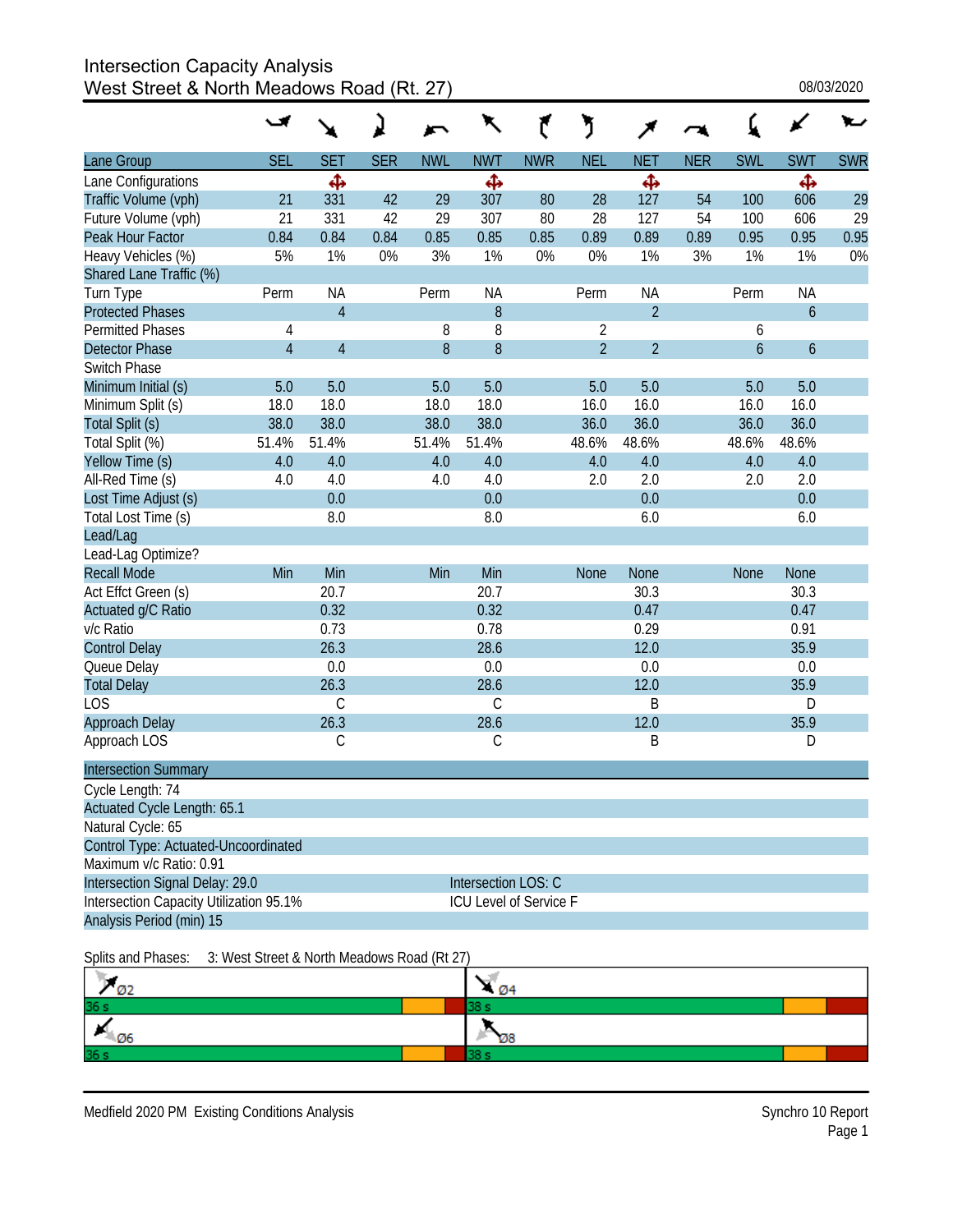# Intersection Capacity Analysis
## West Street & North Meadows Road (Rt. 27)

08/03/2020

| Lane Group | SEL | SET | SER | NWL | NWT | NWR | NEL | NET | NER | SWL | SWT | SWR |
|---|---|---|---|---|---|---|---|---|---|---|---|---|
| Lane Configurations | | ✥ | | | ✥ | | | ✥ | | | ✥ | |
| Traffic Volume (vph) | 21 | 331 | 42 | 29 | 307 | 80 | 28 | 127 | 54 | 100 | 606 | 29 |
| Future Volume (vph) | 21 | 331 | 42 | 29 | 307 | 80 | 28 | 127 | 54 | 100 | 606 | 29 |
| Peak Hour Factor | 0.84 | 0.84 | 0.84 | 0.85 | 0.85 | 0.85 | 0.89 | 0.89 | 0.89 | 0.95 | 0.95 | 0.95 |
| Heavy Vehicles (%) | 5% | 1% | 0% | 3% | 1% | 0% | 0% | 1% | 3% | 1% | 1% | 0% |
| Shared Lane Traffic (%) | | | | | | | | | | | | |
| Turn Type | Perm | NA | | Perm | NA | | Perm | NA | | Perm | NA | |
| Protected Phases | | 4 | | | 8 | | | 2 | | | 6 | |
| Permitted Phases | 4 | | | 8 | 8 | | 2 | | | 6 | | |
| Detector Phase | 4 | 4 | | 8 | 8 | | 2 | 2 | | 6 | 6 | |
| Switch Phase | | | | | | | | | | | | |
| Minimum Initial (s) | 5.0 | 5.0 | | 5.0 | 5.0 | | 5.0 | 5.0 | | 5.0 | 5.0 | |
| Minimum Split (s) | 18.0 | 18.0 | | 18.0 | 18.0 | | 16.0 | 16.0 | | 16.0 | 16.0 | |
| Total Split (s) | 38.0 | 38.0 | | 38.0 | 38.0 | | 36.0 | 36.0 | | 36.0 | 36.0 | |
| Total Split (%) | 51.4% | 51.4% | | 51.4% | 51.4% | | 48.6% | 48.6% | | 48.6% | 48.6% | |
| Yellow Time (s) | 4.0 | 4.0 | | 4.0 | 4.0 | | 4.0 | 4.0 | | 4.0 | 4.0 | |
| All-Red Time (s) | 4.0 | 4.0 | | 4.0 | 4.0 | | 2.0 | 2.0 | | 2.0 | 2.0 | |
| Lost Time Adjust (s) | | 0.0 | | | 0.0 | | | 0.0 | | | 0.0 | |
| Total Lost Time (s) | | 8.0 | | | 8.0 | | | 6.0 | | | 6.0 | |
| Lead/Lag | | | | | | | | | | | | |
| Lead-Lag Optimize? | | | | | | | | | | | | |
| Recall Mode | Min | Min | | Min | Min | | None | None | | None | None | |
| Act Effct Green (s) | | 20.7 | | | 20.7 | | | 30.3 | | | 30.3 | |
| Actuated g/C Ratio | | 0.32 | | | 0.32 | | | 0.47 | | | 0.47 | |
| v/c Ratio | | 0.73 | | | 0.78 | | | 0.29 | | | 0.91 | |
| Control Delay | | 26.3 | | | 28.6 | | | 12.0 | | | 35.9 | |
| Queue Delay | | 0.0 | | | 0.0 | | | 0.0 | | | 0.0 | |
| Total Delay | | 26.3 | | | 28.6 | | | 12.0 | | | 35.9 | |
| LOS | | C | | | C | | | B | | | D | |
| Approach Delay | | 26.3 | | | 28.6 | | | 12.0 | | | 35.9 | |
| Approach LOS | | C | | | C | | | B | | | D | |

**Intersection Summary**

Cycle Length: 74
Actuated Cycle Length: 65.1
Natural Cycle: 65
Control Type: Actuated-Uncoordinated
Maximum v/c Ratio: 0.91
Intersection Signal Delay: 29.0 — Intersection LOS: C
Intersection Capacity Utilization 95.1% — ICU Level of Service F
Analysis Period (min) 15

Splits and Phases: 3: West Street & North Meadows Road (Rt 27)

| Ø2 | Ø4 |
|---|---|
| 36 s | 38 s |
| **Ø6** | **Ø8** |
| 36 s | 38 s |

Medfield 2020 PM Existing Conditions Analysis — Synchro 10 Report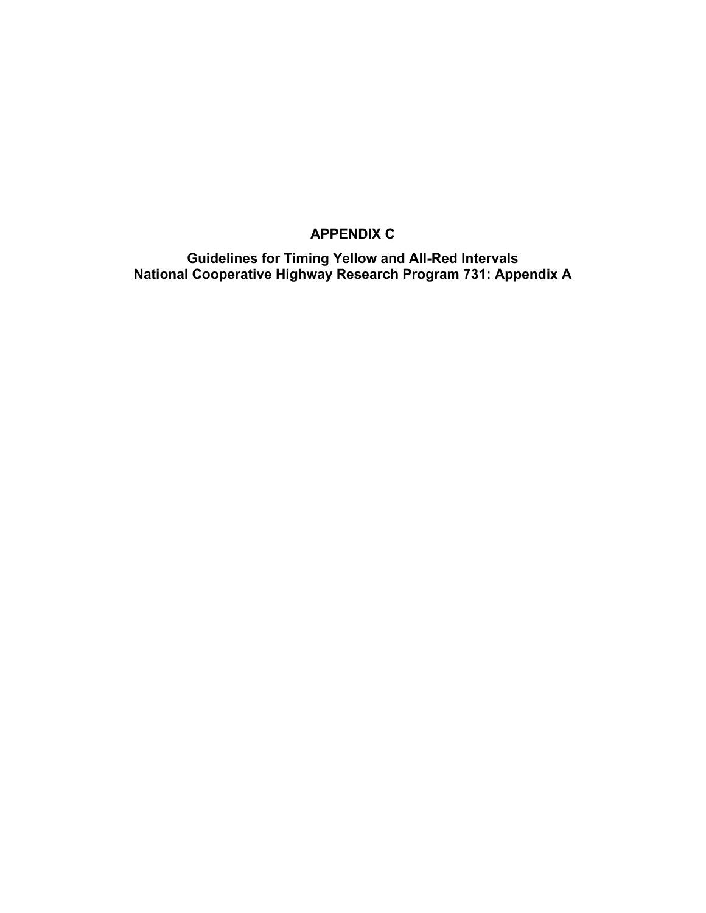# APPENDIX C

## Guidelines for Timing Yellow and All-Red Intervals
## National Cooperative Highway Research Program 731: Appendix A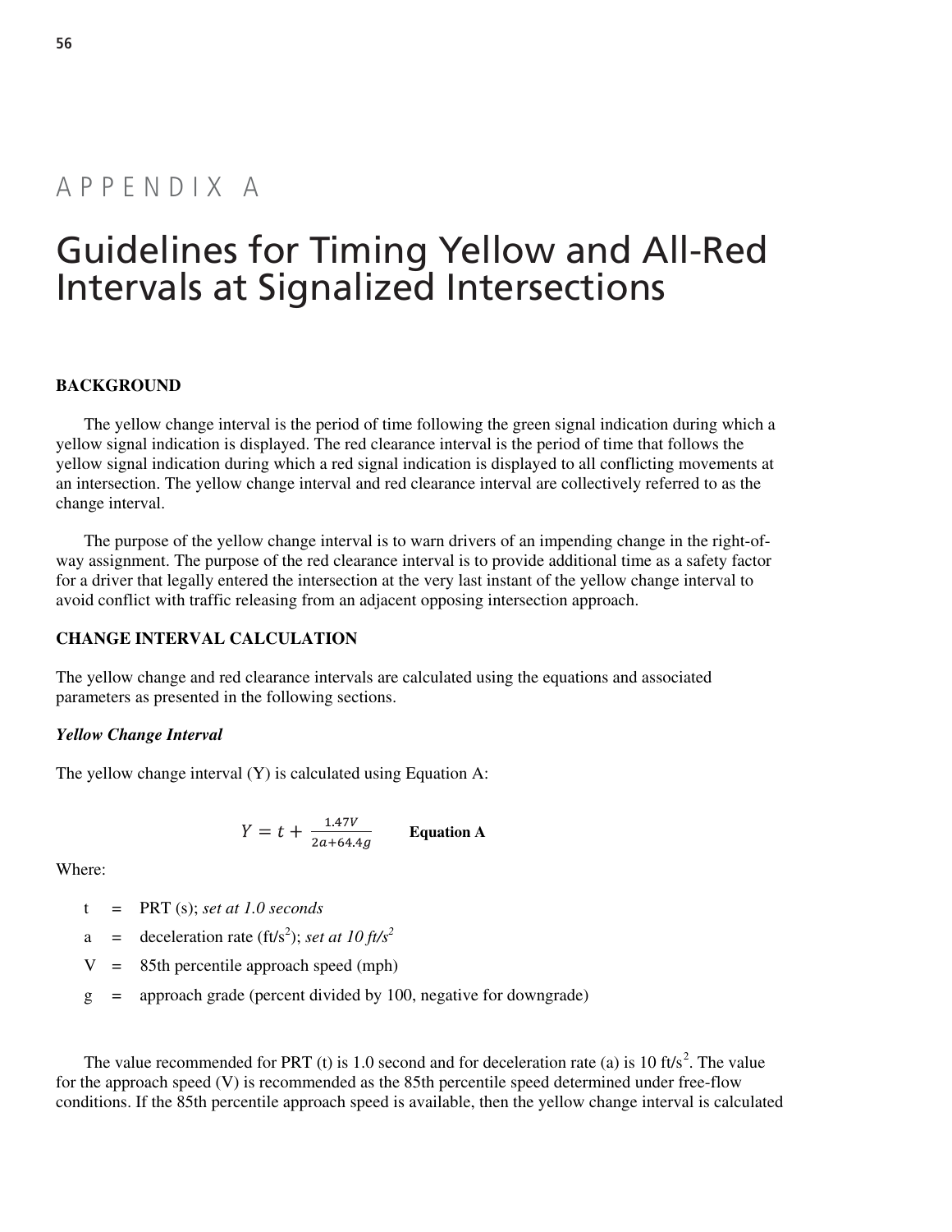# APPENDIX A

# Guidelines for Timing Yellow and All-Red Intervals at Signalized Intersections

## BACKGROUND

The yellow change interval is the period of time following the green signal indication during which a yellow signal indication is displayed. The red clearance interval is the period of time that follows the yellow signal indication during which a red signal indication is displayed to all conflicting movements at an intersection. The yellow change interval and red clearance interval are collectively referred to as the change interval.

The purpose of the yellow change interval is to warn drivers of an impending change in the right-of-way assignment. The purpose of the red clearance interval is to provide additional time as a safety factor for a driver that legally entered the intersection at the very last instant of the yellow change interval to avoid conflict with traffic releasing from an adjacent opposing intersection approach.

## CHANGE INTERVAL CALCULATION

The yellow change and red clearance intervals are calculated using the equations and associated parameters as presented in the following sections.

### *Yellow Change Interval*

The yellow change interval (Y) is calculated using Equation A:

$$Y = t + \frac{1.47V}{2a + 64.4g} \qquad \textbf{Equation A}$$

Where:

- t = PRT (s); *set at 1.0 seconds*
- a = deceleration rate ($ft/s^2$); *set at 10 $ft/s^2$*
- V = 85th percentile approach speed (mph)
- g = approach grade (percent divided by 100, negative for downgrade)

The value recommended for PRT (t) is 1.0 second and for deceleration rate (a) is 10 $ft/s^2$. The value for the approach speed (V) is recommended as the 85th percentile speed determined under free-flow conditions. If the 85th percentile approach speed is available, then the yellow change interval is calculated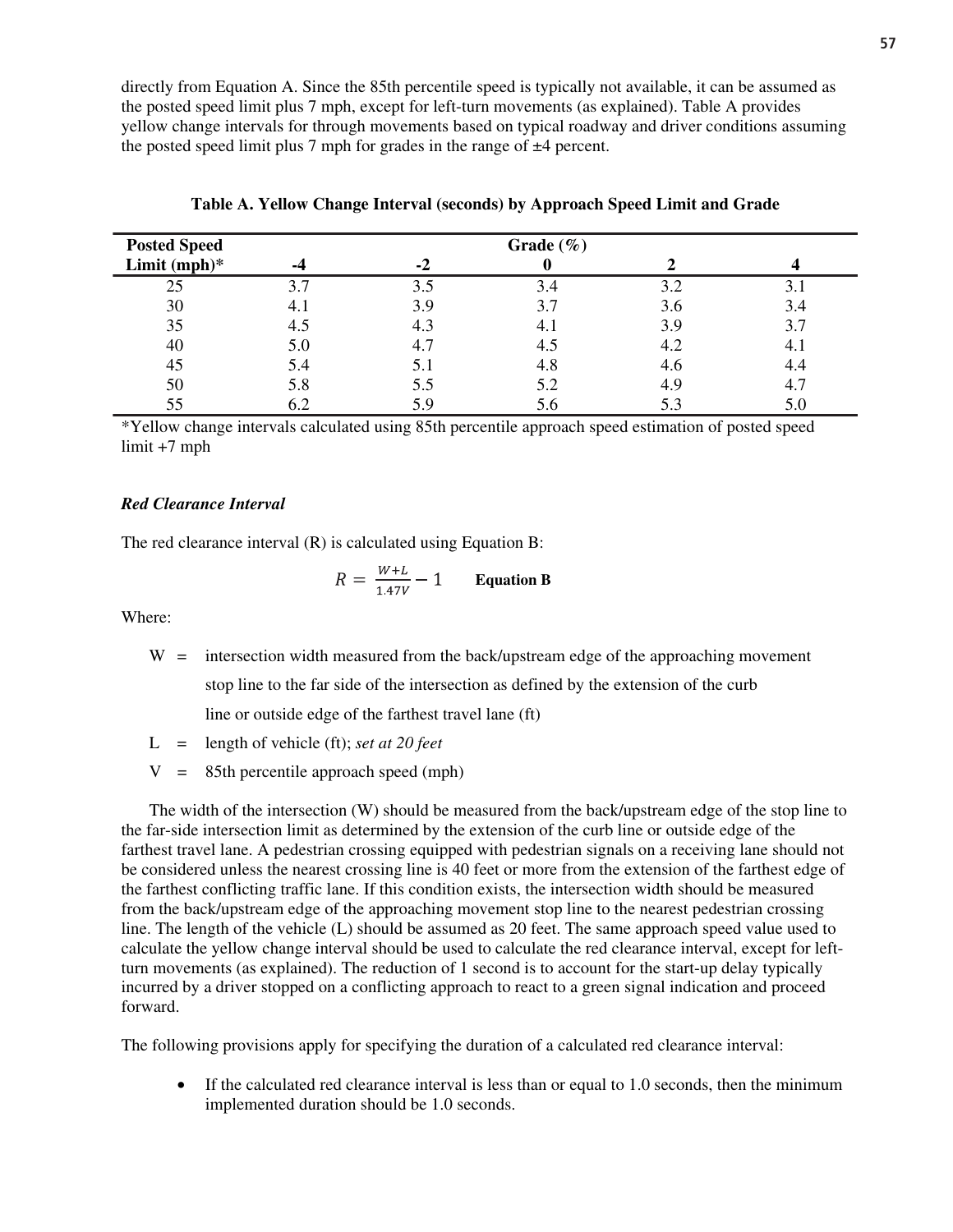directly from Equation A. Since the 85th percentile speed is typically not available, it can be assumed as the posted speed limit plus 7 mph, except for left-turn movements (as explained). Table A provides yellow change intervals for through movements based on typical roadway and driver conditions assuming the posted speed limit plus 7 mph for grades in the range of ±4 percent.

**Table A. Yellow Change Interval (seconds) by Approach Speed Limit and Grade**

| Posted Speed | Grade (%) | | | | |
|---|---|---|---|---|---|
| Limit (mph)* | -4 | -2 | 0 | 2 | 4 |
| 25 | 3.7 | 3.5 | 3.4 | 3.2 | 3.1 |
| 30 | 4.1 | 3.9 | 3.7 | 3.6 | 3.4 |
| 35 | 4.5 | 4.3 | 4.1 | 3.9 | 3.7 |
| 40 | 5.0 | 4.7 | 4.5 | 4.2 | 4.1 |
| 45 | 5.4 | 5.1 | 4.8 | 4.6 | 4.4 |
| 50 | 5.8 | 5.5 | 5.2 | 4.9 | 4.7 |
| 55 | 6.2 | 5.9 | 5.6 | 5.3 | 5.0 |

*Yellow change intervals calculated using 85th percentile approach speed estimation of posted speed limit +7 mph

### *Red Clearance Interval*

The red clearance interval (R) is calculated using Equation B:

$$R = \frac{W+L}{1.47V} - 1 \qquad \textbf{Equation B}$$

Where:

- W = intersection width measured from the back/upstream edge of the approaching movement stop line to the far side of the intersection as defined by the extension of the curb line or outside edge of the farthest travel lane (ft)
- L = length of vehicle (ft); *set at 20 feet*
- V = 85th percentile approach speed (mph)

The width of the intersection (W) should be measured from the back/upstream edge of the stop line to the far-side intersection limit as determined by the extension of the curb line or outside edge of the farthest travel lane. A pedestrian crossing equipped with pedestrian signals on a receiving lane should not be considered unless the nearest crossing line is 40 feet or more from the extension of the farthest edge of the farthest conflicting traffic lane. If this condition exists, the intersection width should be measured from the back/upstream edge of the approaching movement stop line to the nearest pedestrian crossing line. The length of the vehicle (L) should be assumed as 20 feet. The same approach speed value used to calculate the yellow change interval should be used to calculate the red clearance interval, except for left-turn movements (as explained). The reduction of 1 second is to account for the start-up delay typically incurred by a driver stopped on a conflicting approach to react to a green signal indication and proceed forward.

The following provisions apply for specifying the duration of a calculated red clearance interval:

- If the calculated red clearance interval is less than or equal to 1.0 seconds, then the minimum implemented duration should be 1.0 seconds.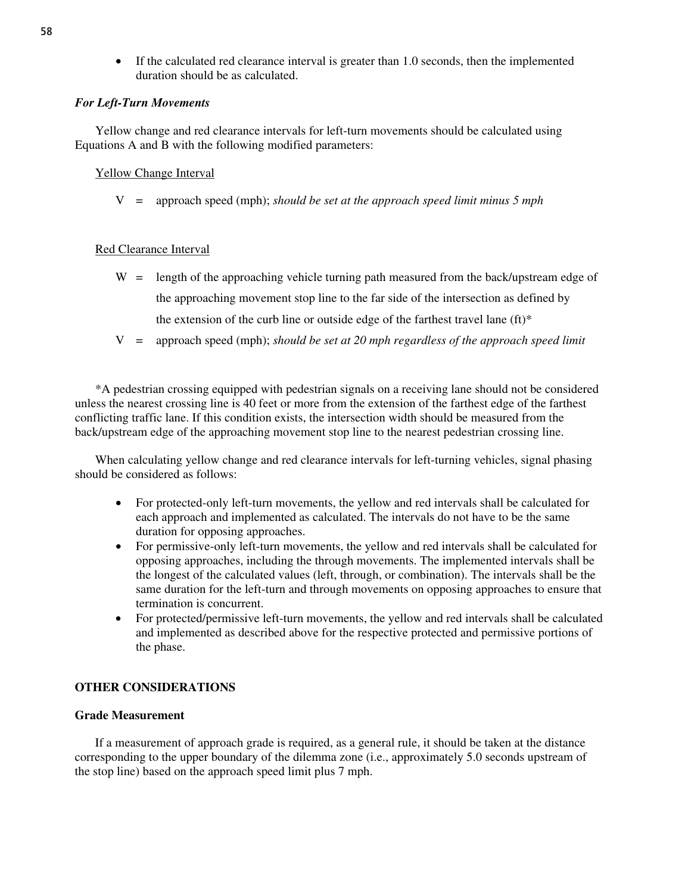- If the calculated red clearance interval is greater than 1.0 seconds, then the implemented duration should be as calculated.

***For Left-Turn Movements***

Yellow change and red clearance intervals for left-turn movements should be calculated using Equations A and B with the following modified parameters:

Yellow Change Interval

$V$ = approach speed (mph); *should be set at the approach speed limit minus 5 mph*

Red Clearance Interval

$W$ = length of the approaching vehicle turning path measured from the back/upstream edge of the approaching movement stop line to the far side of the intersection as defined by the extension of the curb line or outside edge of the farthest travel lane (ft)*

$V$ = approach speed (mph); *should be set at 20 mph regardless of the approach speed limit*

*A pedestrian crossing equipped with pedestrian signals on a receiving lane should not be considered unless the nearest crossing line is 40 feet or more from the extension of the farthest edge of the farthest conflicting traffic lane. If this condition exists, the intersection width should be measured from the back/upstream edge of the approaching movement stop line to the nearest pedestrian crossing line.

When calculating yellow change and red clearance intervals for left-turning vehicles, signal phasing should be considered as follows:

- For protected-only left-turn movements, the yellow and red intervals shall be calculated for each approach and implemented as calculated. The intervals do not have to be the same duration for opposing approaches.
- For permissive-only left-turn movements, the yellow and red intervals shall be calculated for opposing approaches, including the through movements. The implemented intervals shall be the longest of the calculated values (left, through, or combination). The intervals shall be the same duration for the left-turn and through movements on opposing approaches to ensure that termination is concurrent.
- For protected/permissive left-turn movements, the yellow and red intervals shall be calculated and implemented as described above for the respective protected and permissive portions of the phase.

## OTHER CONSIDERATIONS

### Grade Measurement

If a measurement of approach grade is required, as a general rule, it should be taken at the distance corresponding to the upper boundary of the dilemma zone (i.e., approximately 5.0 seconds upstream of the stop line) based on the approach speed limit plus 7 mph.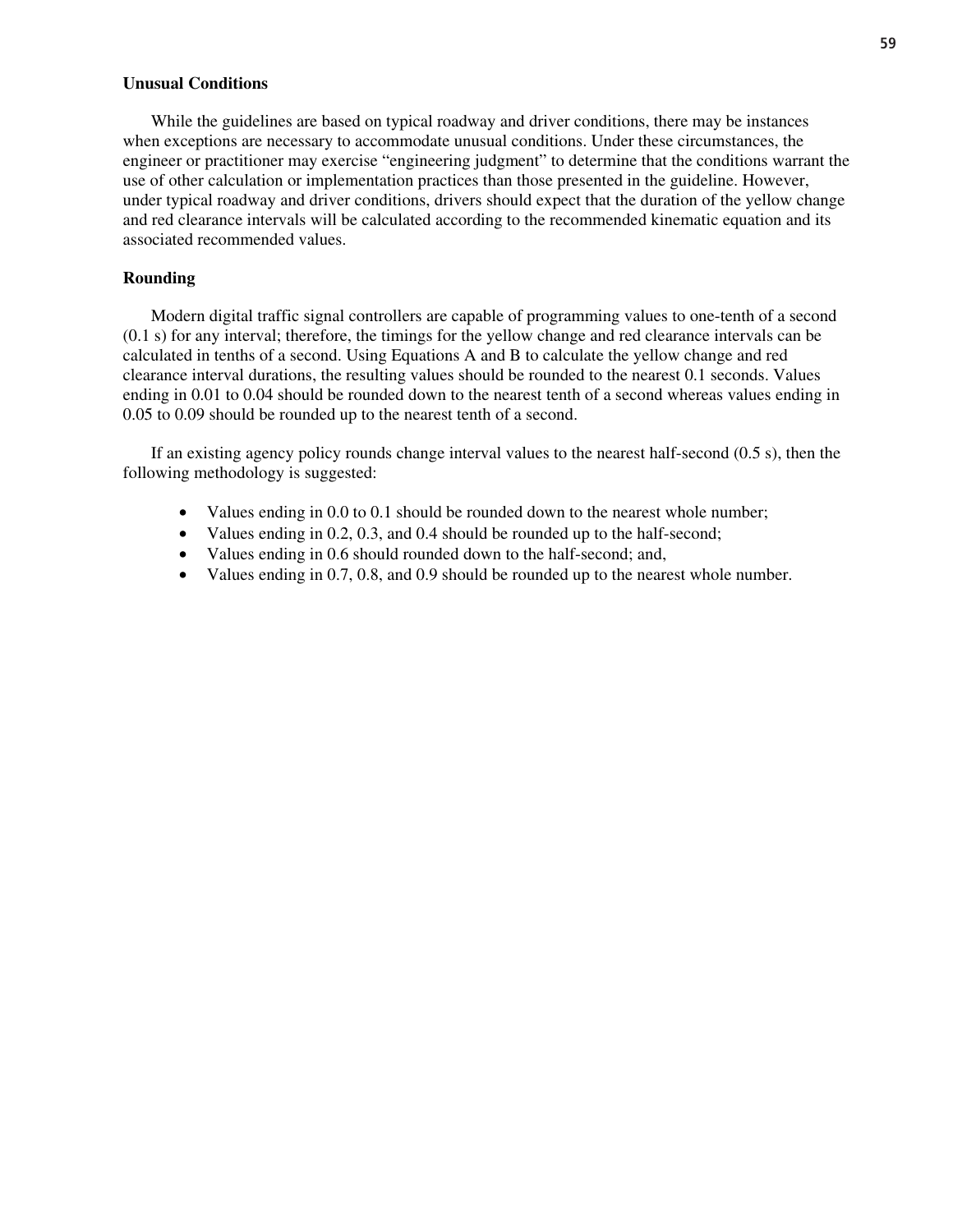### Unusual Conditions

While the guidelines are based on typical roadway and driver conditions, there may be instances when exceptions are necessary to accommodate unusual conditions. Under these circumstances, the engineer or practitioner may exercise "engineering judgment" to determine that the conditions warrant the use of other calculation or implementation practices than those presented in the guideline. However, under typical roadway and driver conditions, drivers should expect that the duration of the yellow change and red clearance intervals will be calculated according to the recommended kinematic equation and its associated recommended values.

### Rounding

Modern digital traffic signal controllers are capable of programming values to one-tenth of a second (0.1 s) for any interval; therefore, the timings for the yellow change and red clearance intervals can be calculated in tenths of a second. Using Equations A and B to calculate the yellow change and red clearance interval durations, the resulting values should be rounded to the nearest 0.1 seconds. Values ending in 0.01 to 0.04 should be rounded down to the nearest tenth of a second whereas values ending in 0.05 to 0.09 should be rounded up to the nearest tenth of a second.

If an existing agency policy rounds change interval values to the nearest half-second (0.5 s), then the following methodology is suggested:

- Values ending in 0.0 to 0.1 should be rounded down to the nearest whole number;
- Values ending in 0.2, 0.3, and 0.4 should be rounded up to the half-second;
- Values ending in 0.6 should rounded down to the half-second; and,
- Values ending in 0.7, 0.8, and 0.9 should be rounded up to the nearest whole number.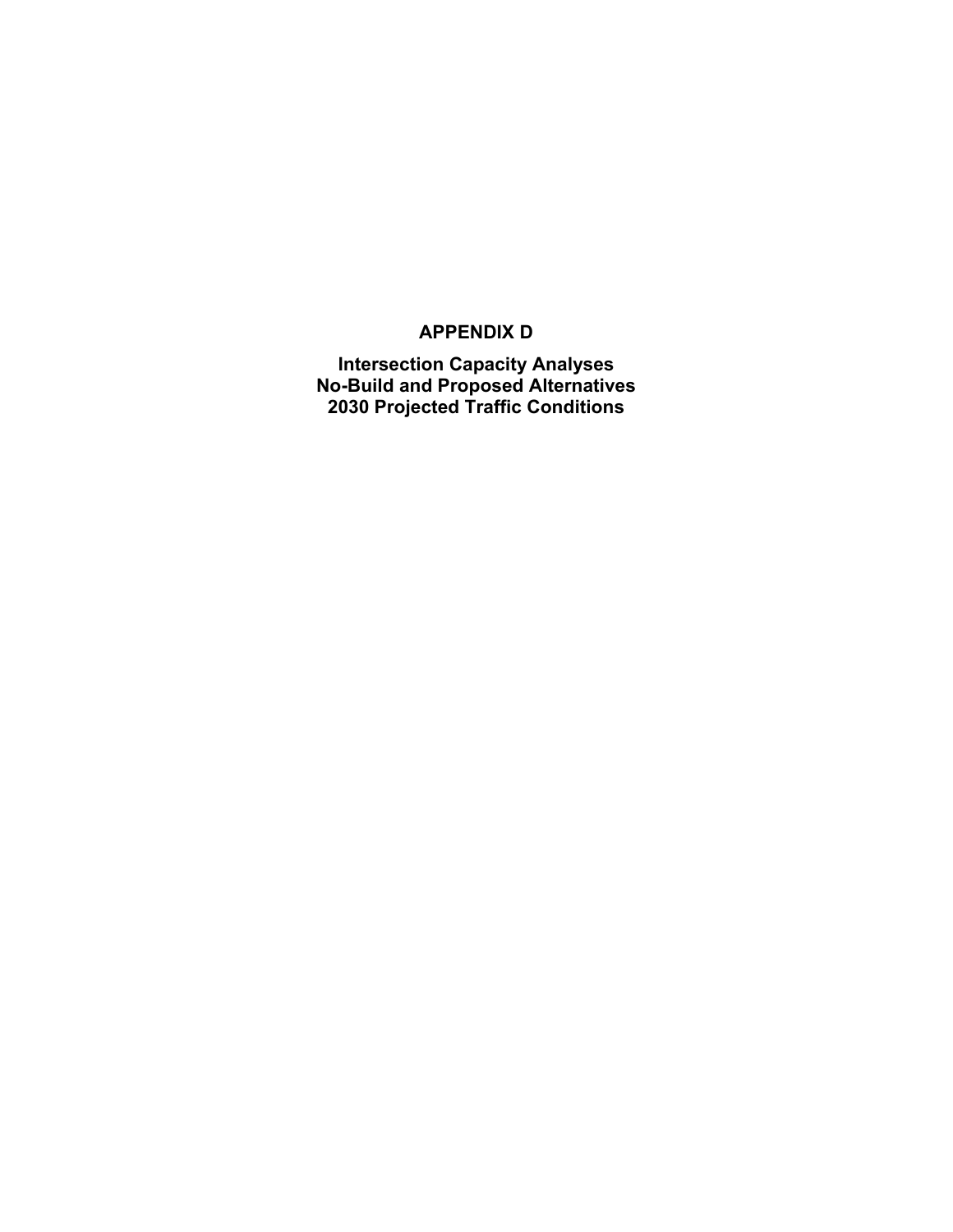# APPENDIX D

## Intersection Capacity Analyses
## No-Build and Proposed Alternatives
## 2030 Projected Traffic Conditions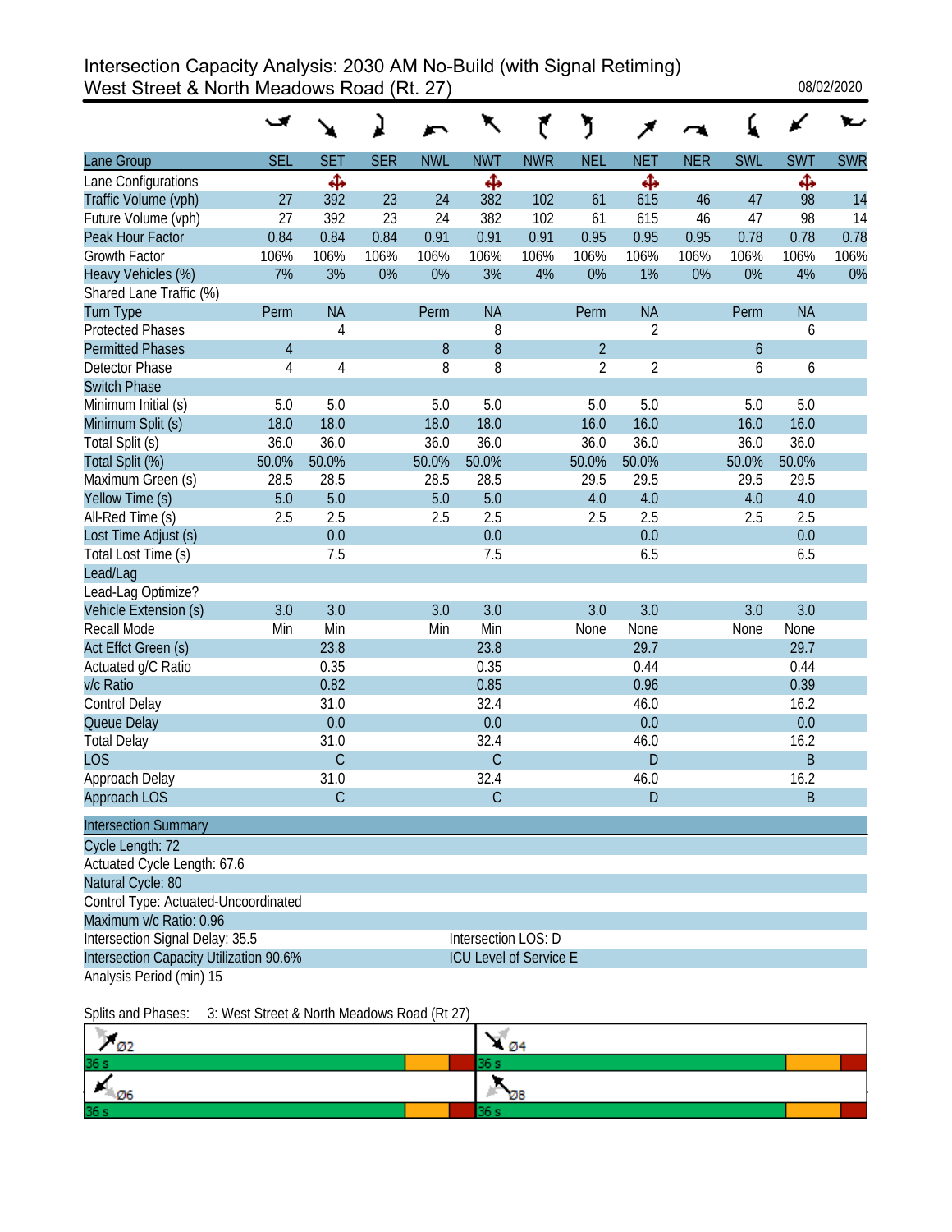# Intersection Capacity Analysis: 2030 AM No-Build (with Signal Retiming)
## West Street & North Meadows Road (Rt. 27)

08/02/2020

| Lane Group | SEL | SET | SER | NWL | NWT | NWR | NEL | NET | NER | SWL | SWT | SWR |
|---|---|---|---|---|---|---|---|---|---|---|---|---|
| Lane Configurations | | ✥ | | | ✥ | | | ✥ | | | ✥ | |
| Traffic Volume (vph) | 27 | 392 | 23 | 24 | 382 | 102 | 61 | 615 | 46 | 47 | 98 | 14 |
| Future Volume (vph) | 27 | 392 | 23 | 24 | 382 | 102 | 61 | 615 | 46 | 47 | 98 | 14 |
| Peak Hour Factor | 0.84 | 0.84 | 0.84 | 0.91 | 0.91 | 0.91 | 0.95 | 0.95 | 0.95 | 0.78 | 0.78 | 0.78 |
| Growth Factor | 106% | 106% | 106% | 106% | 106% | 106% | 106% | 106% | 106% | 106% | 106% | 106% |
| Heavy Vehicles (%) | 7% | 3% | 0% | 0% | 3% | 4% | 0% | 1% | 0% | 0% | 4% | 0% |
| Shared Lane Traffic (%) | | | | | | | | | | | | |
| Turn Type | Perm | NA | | Perm | NA | | Perm | NA | | Perm | NA | |
| Protected Phases | | 4 | | | 8 | | | 2 | | | 6 | |
| Permitted Phases | 4 | | | 8 | 8 | | 2 | | | 6 | | |
| Detector Phase | 4 | 4 | | 8 | 8 | | 2 | 2 | | 6 | 6 | |
| Switch Phase | | | | | | | | | | | | |
| Minimum Initial (s) | 5.0 | 5.0 | | 5.0 | 5.0 | | 5.0 | 5.0 | | 5.0 | 5.0 | |
| Minimum Split (s) | 18.0 | 18.0 | | 18.0 | 18.0 | | 16.0 | 16.0 | | 16.0 | 16.0 | |
| Total Split (s) | 36.0 | 36.0 | | 36.0 | 36.0 | | 36.0 | 36.0 | | 36.0 | 36.0 | |
| Total Split (%) | 50.0% | 50.0% | | 50.0% | 50.0% | | 50.0% | 50.0% | | 50.0% | 50.0% | |
| Maximum Green (s) | 28.5 | 28.5 | | 28.5 | 28.5 | | 29.5 | 29.5 | | 29.5 | 29.5 | |
| Yellow Time (s) | 5.0 | 5.0 | | 5.0 | 5.0 | | 4.0 | 4.0 | | 4.0 | 4.0 | |
| All-Red Time (s) | 2.5 | 2.5 | | 2.5 | 2.5 | | 2.5 | 2.5 | | 2.5 | 2.5 | |
| Lost Time Adjust (s) | | 0.0 | | | 0.0 | | | 0.0 | | | 0.0 | |
| Total Lost Time (s) | | 7.5 | | | 7.5 | | | 6.5 | | | 6.5 | |
| Lead/Lag | | | | | | | | | | | | |
| Lead-Lag Optimize? | | | | | | | | | | | | |
| Vehicle Extension (s) | 3.0 | 3.0 | | 3.0 | 3.0 | | 3.0 | 3.0 | | 3.0 | 3.0 | |
| Recall Mode | Min | Min | | Min | Min | | None | None | | None | None | |
| Act Effct Green (s) | | 23.8 | | | 23.8 | | | 29.7 | | | 29.7 | |
| Actuated g/C Ratio | | 0.35 | | | 0.35 | | | 0.44 | | | 0.44 | |
| v/c Ratio | | 0.82 | | | 0.85 | | | 0.96 | | | 0.39 | |
| Control Delay | | 31.0 | | | 32.4 | | | 46.0 | | | 16.2 | |
| Queue Delay | | 0.0 | | | 0.0 | | | 0.0 | | | 0.0 | |
| Total Delay | | 31.0 | | | 32.4 | | | 46.0 | | | 16.2 | |
| LOS | | C | | | C | | | D | | | B | |
| Approach Delay | | 31.0 | | | 32.4 | | | 46.0 | | | 16.2 | |
| Approach LOS | | C | | | C | | | D | | | B | |

**Intersection Summary**

Cycle Length: 72
Actuated Cycle Length: 67.6
Natural Cycle: 80
Control Type: Actuated-Uncoordinated
Maximum v/c Ratio: 0.96
Intersection Signal Delay: 35.5 — Intersection LOS: D
Intersection Capacity Utilization 90.6% — ICU Level of Service E
Analysis Period (min) 15

Splits and Phases: 3: West Street & North Meadows Road (Rt 27)

| Ø2 | Ø4 |
|---|---|
| 36 s | 36 s |
| Ø6 | Ø8 |
| 36 s | 36 s |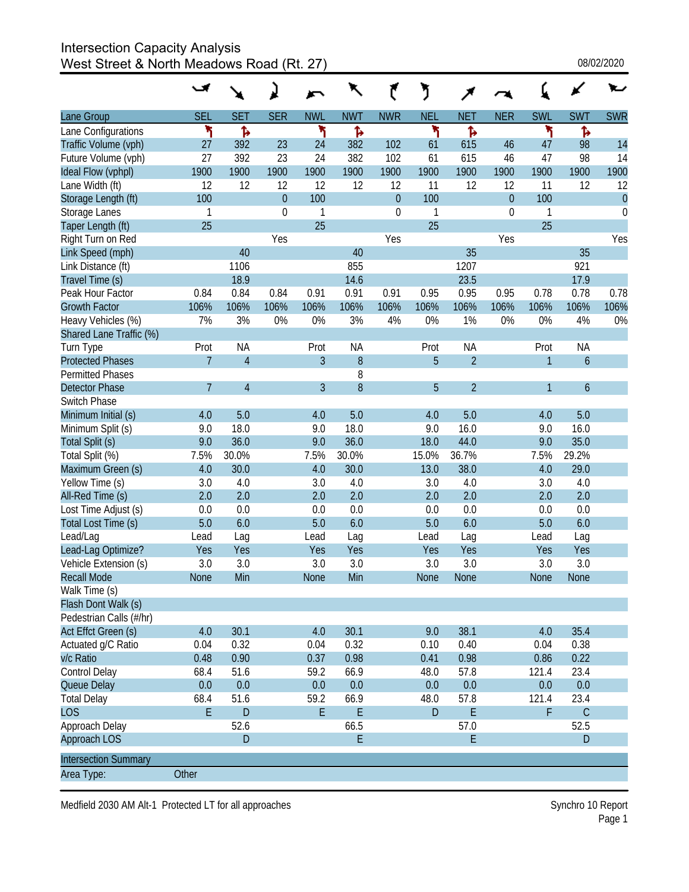# Intersection Capacity Analysis
## West Street & North Meadows Road (Rt. 27)

08/02/2020

| Lane Group | SEL | SET | SER | NWL | NWT | NWR | NEL | NET | NER | SWL | SWT | SWR |
|---|---|---|---|---|---|---|---|---|---|---|---|---|
| Lane Configurations | ↰ | ↱ | | ↰ | ↱ | | ↰ | ↱ | | ↰ | ↱ | |
| Traffic Volume (vph) | 27 | 392 | 23 | 24 | 382 | 102 | 61 | 615 | 46 | 47 | 98 | 14 |
| Future Volume (vph) | 27 | 392 | 23 | 24 | 382 | 102 | 61 | 615 | 46 | 47 | 98 | 14 |
| Ideal Flow (vphpl) | 1900 | 1900 | 1900 | 1900 | 1900 | 1900 | 1900 | 1900 | 1900 | 1900 | 1900 | 1900 |
| Lane Width (ft) | 12 | 12 | 12 | 12 | 12 | 12 | 11 | 12 | 12 | 11 | 12 | 12 |
| Storage Length (ft) | 100 | | 0 | 100 | | 0 | 100 | | 0 | 100 | | 0 |
| Storage Lanes | 1 | | 0 | 1 | | 0 | 1 | | 0 | 1 | | 0 |
| Taper Length (ft) | 25 | | | 25 | | | 25 | | | 25 | | |
| Right Turn on Red | | | Yes | | | Yes | | | Yes | | | Yes |
| Link Speed (mph) | | 40 | | | 40 | | | 35 | | | 35 | |
| Link Distance (ft) | | 1106 | | | 855 | | | 1207 | | | 921 | |
| Travel Time (s) | | 18.9 | | | 14.6 | | | 23.5 | | | 17.9 | |
| Peak Hour Factor | 0.84 | 0.84 | 0.84 | 0.91 | 0.91 | 0.91 | 0.95 | 0.95 | 0.95 | 0.78 | 0.78 | 0.78 |
| Growth Factor | 106% | 106% | 106% | 106% | 106% | 106% | 106% | 106% | 106% | 106% | 106% | 106% |
| Heavy Vehicles (%) | 7% | 3% | 0% | 0% | 3% | 4% | 0% | 1% | 0% | 0% | 4% | 0% |
| Shared Lane Traffic (%) | | | | | | | | | | | | |
| Turn Type | Prot | NA | | Prot | NA | | Prot | NA | | Prot | NA | |
| Protected Phases | 7 | 4 | | 3 | 8 | | 5 | 2 | | 1 | 6 | |
| Permitted Phases | | | | | 8 | | | | | | | |
| Detector Phase | 7 | 4 | | 3 | 8 | | 5 | 2 | | 1 | 6 | |
| Switch Phase | | | | | | | | | | | | |
| Minimum Initial (s) | 4.0 | 5.0 | | 4.0 | 5.0 | | 4.0 | 5.0 | | 4.0 | 5.0 | |
| Minimum Split (s) | 9.0 | 18.0 | | 9.0 | 18.0 | | 9.0 | 16.0 | | 9.0 | 16.0 | |
| Total Split (s) | 9.0 | 36.0 | | 9.0 | 36.0 | | 18.0 | 44.0 | | 9.0 | 35.0 | |
| Total Split (%) | 7.5% | 30.0% | | 7.5% | 30.0% | | 15.0% | 36.7% | | 7.5% | 29.2% | |
| Maximum Green (s) | 4.0 | 30.0 | | 4.0 | 30.0 | | 13.0 | 38.0 | | 4.0 | 29.0 | |
| Yellow Time (s) | 3.0 | 4.0 | | 3.0 | 4.0 | | 3.0 | 4.0 | | 3.0 | 4.0 | |
| All-Red Time (s) | 2.0 | 2.0 | | 2.0 | 2.0 | | 2.0 | 2.0 | | 2.0 | 2.0 | |
| Lost Time Adjust (s) | 0.0 | 0.0 | | 0.0 | 0.0 | | 0.0 | 0.0 | | 0.0 | 0.0 | |
| Total Lost Time (s) | 5.0 | 6.0 | | 5.0 | 6.0 | | 5.0 | 6.0 | | 5.0 | 6.0 | |
| Lead/Lag | Lead | Lag | | Lead | Lag | | Lead | Lag | | Lead | Lag | |
| Lead-Lag Optimize? | Yes | Yes | | Yes | Yes | | Yes | Yes | | Yes | Yes | |
| Vehicle Extension (s) | 3.0 | 3.0 | | 3.0 | 3.0 | | 3.0 | 3.0 | | 3.0 | 3.0 | |
| Recall Mode | None | Min | | None | Min | | None | None | | None | None | |
| Walk Time (s) | | | | | | | | | | | | |
| Flash Dont Walk (s) | | | | | | | | | | | | |
| Pedestrian Calls (#/hr) | | | | | | | | | | | | |
| Act Effct Green (s) | 4.0 | 30.1 | | 4.0 | 30.1 | | 9.0 | 38.1 | | 4.0 | 35.4 | |
| Actuated g/C Ratio | 0.04 | 0.32 | | 0.04 | 0.32 | | 0.10 | 0.40 | | 0.04 | 0.38 | |
| v/c Ratio | 0.48 | 0.90 | | 0.37 | 0.98 | | 0.41 | 0.98 | | 0.86 | 0.22 | |
| Control Delay | 68.4 | 51.6 | | 59.2 | 66.9 | | 48.0 | 57.8 | | 121.4 | 23.4 | |
| Queue Delay | 0.0 | 0.0 | | 0.0 | 0.0 | | 0.0 | 0.0 | | 0.0 | 0.0 | |
| Total Delay | 68.4 | 51.6 | | 59.2 | 66.9 | | 48.0 | 57.8 | | 121.4 | 23.4 | |
| LOS | E | D | | E | E | | D | E | | F | C | |
| Approach Delay | | 52.6 | | | 66.5 | | | 57.0 | | | 52.5 | |
| Approach LOS | | D | | | E | | | E | | | D | |

| Intersection Summary | |
|---|---|
| Area Type: | Other |

Medfield 2030 AM Alt-1 Protected LT for all approaches — Synchro 10 Report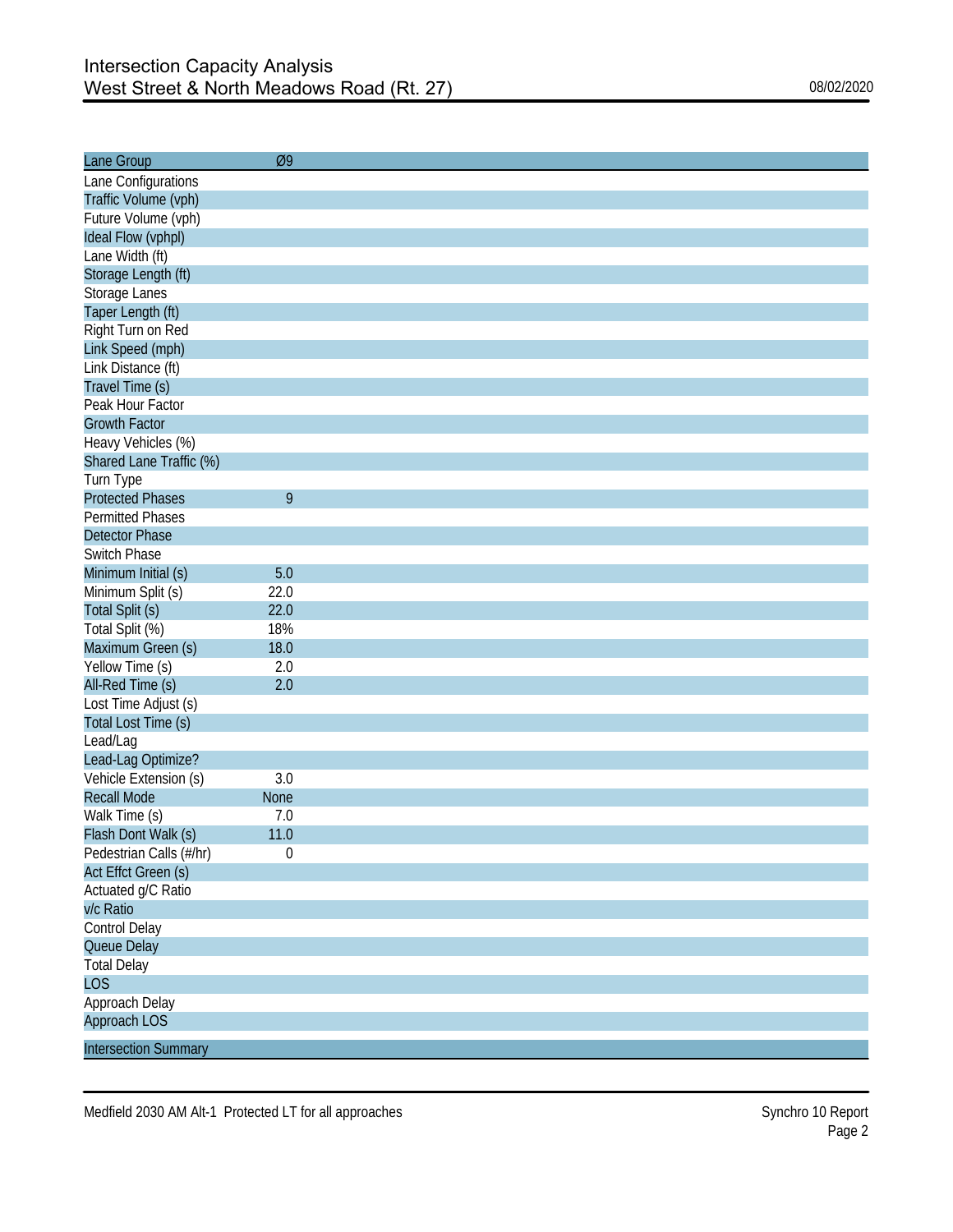# Intersection Capacity Analysis
## West Street & North Meadows Road (Rt. 27)

08/02/2020

| Lane Group | Ø9 |
|---|---|
| Lane Configurations | |
| Traffic Volume (vph) | |
| Future Volume (vph) | |
| Ideal Flow (vphpl) | |
| Lane Width (ft) | |
| Storage Length (ft) | |
| Storage Lanes | |
| Taper Length (ft) | |
| Right Turn on Red | |
| Link Speed (mph) | |
| Link Distance (ft) | |
| Travel Time (s) | |
| Peak Hour Factor | |
| Growth Factor | |
| Heavy Vehicles (%) | |
| Shared Lane Traffic (%) | |
| Turn Type | |
| Protected Phases | 9 |
| Permitted Phases | |
| Detector Phase | |
| Switch Phase | |
| Minimum Initial (s) | 5.0 |
| Minimum Split (s) | 22.0 |
| Total Split (s) | 22.0 |
| Total Split (%) | 18% |
| Maximum Green (s) | 18.0 |
| Yellow Time (s) | 2.0 |
| All-Red Time (s) | 2.0 |
| Lost Time Adjust (s) | |
| Total Lost Time (s) | |
| Lead/Lag | |
| Lead-Lag Optimize? | |
| Vehicle Extension (s) | 3.0 |
| Recall Mode | None |
| Walk Time (s) | 7.0 |
| Flash Dont Walk (s) | 11.0 |
| Pedestrian Calls (#/hr) | 0 |
| Act Effct Green (s) | |
| Actuated g/C Ratio | |
| v/c Ratio | |
| Control Delay | |
| Queue Delay | |
| Total Delay | |
| LOS | |
| Approach Delay | |
| Approach LOS | |
| Intersection Summary | |

Medfield 2030 AM Alt-1 Protected LT for all approaches

Synchro 10 Report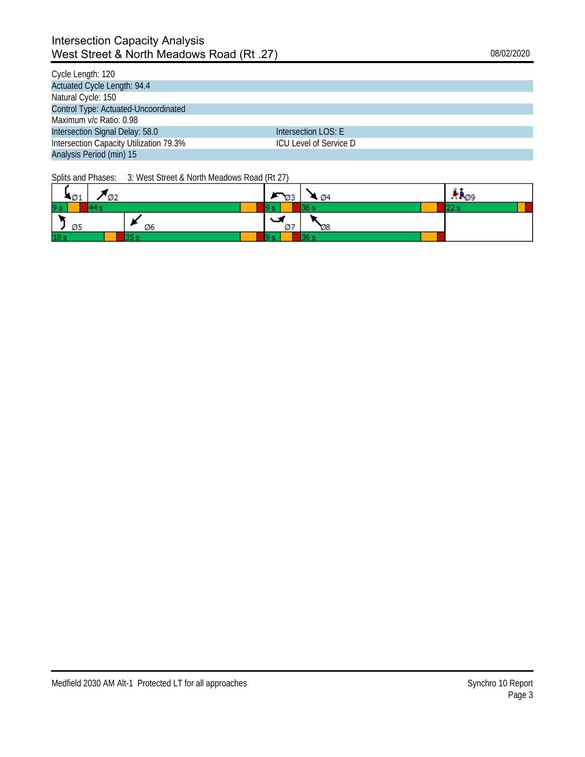# Intersection Capacity Analysis
## West Street & North Meadows Road (Rt .27)

08/02/2020

Cycle Length: 120
Actuated Cycle Length: 94.4
Natural Cycle: 150
Control Type: Actuated-Uncoordinated
Maximum v/c Ratio: 0.98

| | |
|---|---|
| Intersection Signal Delay: 58.0 | Intersection LOS: E |
| Intersection Capacity Utilization 79.3% | ICU Level of Service D |

Analysis Period (min) 15

Splits and Phases: 3: West Street & North Meadows Road (Rt 27)

| Phase | Split |
|---|---|
| Ø1 | 9 s |
| Ø2 | 44 s |
| Ø3 | 9 s |
| Ø4 | 36 s |
| Ø9 | 22 s |
| Ø5 | 18 s |
| Ø6 | 35 s |
| Ø7 | 9 s |
| Ø8 | 36 s |

Medfield 2030 AM Alt-1 Protected LT for all approaches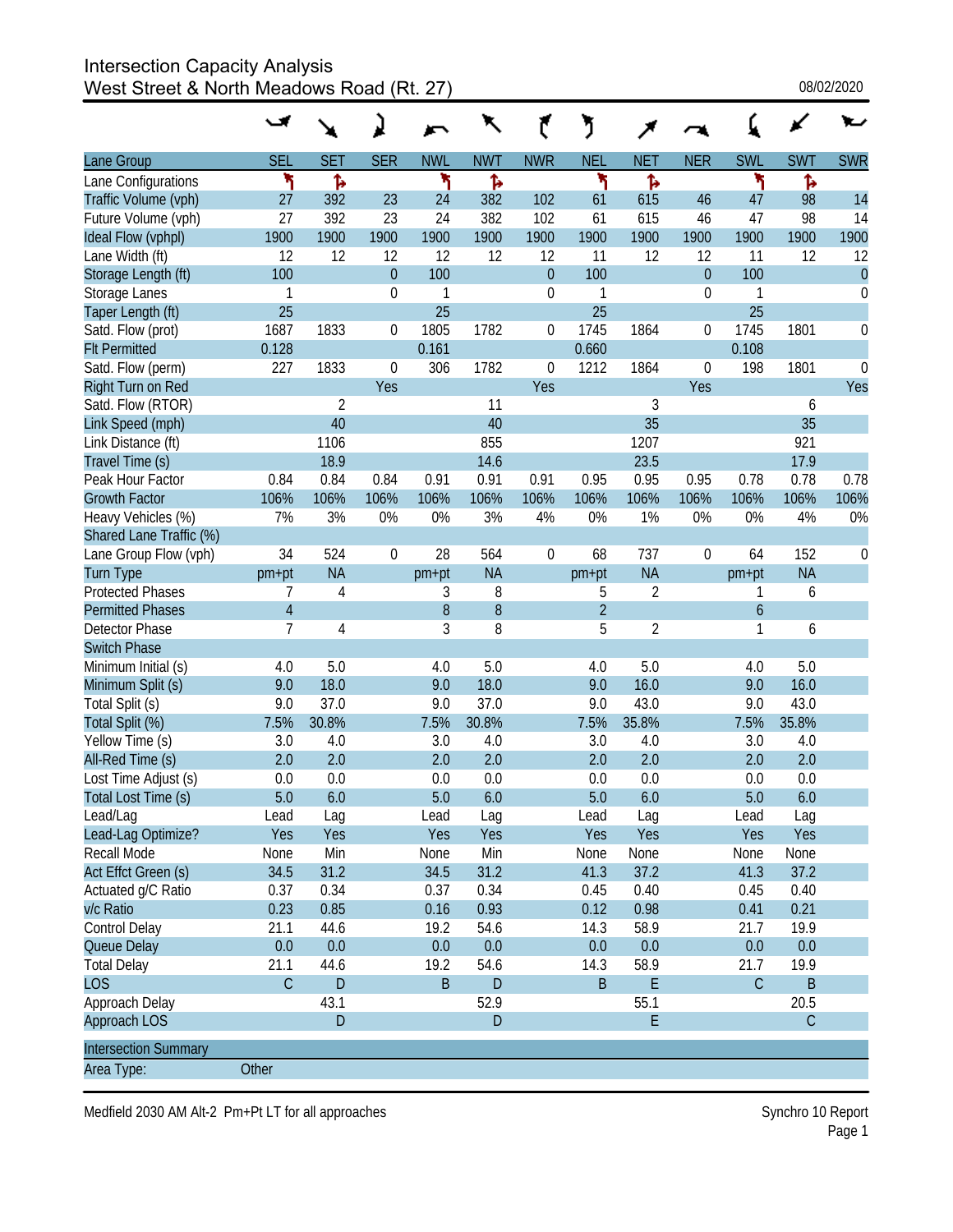# Intersection Capacity Analysis
## West Street & North Meadows Road (Rt. 27)

08/02/2020

| Lane Group | SEL | SET | SER | NWL | NWT | NWR | NEL | NET | NER | SWL | SWT | SWR |
|---|---|---|---|---|---|---|---|---|---|---|---|---|
| Lane Configurations | ↰ | ↱ | | ↰ | ↱ | | ↰ | ↱ | | ↰ | ↱ | |
| Traffic Volume (vph) | 27 | 392 | 23 | 24 | 382 | 102 | 61 | 615 | 46 | 47 | 98 | 14 |
| Future Volume (vph) | 27 | 392 | 23 | 24 | 382 | 102 | 61 | 615 | 46 | 47 | 98 | 14 |
| Ideal Flow (vphpl) | 1900 | 1900 | 1900 | 1900 | 1900 | 1900 | 1900 | 1900 | 1900 | 1900 | 1900 | 1900 |
| Lane Width (ft) | 12 | 12 | 12 | 12 | 12 | 12 | 11 | 12 | 12 | 11 | 12 | 12 |
| Storage Length (ft) | 100 | | 0 | 100 | | 0 | 100 | | 0 | 100 | | 0 |
| Storage Lanes | 1 | | 0 | 1 | | 0 | 1 | | 0 | 1 | | 0 |
| Taper Length (ft) | 25 | | | 25 | | | 25 | | | 25 | | |
| Satd. Flow (prot) | 1687 | 1833 | 0 | 1805 | 1782 | 0 | 1745 | 1864 | 0 | 1745 | 1801 | 0 |
| Flt Permitted | 0.128 | | | 0.161 | | | 0.660 | | | 0.108 | | |
| Satd. Flow (perm) | 227 | 1833 | 0 | 306 | 1782 | 0 | 1212 | 1864 | 0 | 198 | 1801 | 0 |
| Right Turn on Red | | | Yes | | | Yes | | | Yes | | | Yes |
| Satd. Flow (RTOR) | | 2 | | | 11 | | | 3 | | | 6 | |
| Link Speed (mph) | | 40 | | | 40 | | | 35 | | | 35 | |
| Link Distance (ft) | | 1106 | | | 855 | | | 1207 | | | 921 | |
| Travel Time (s) | | 18.9 | | | 14.6 | | | 23.5 | | | 17.9 | |
| Peak Hour Factor | 0.84 | 0.84 | 0.84 | 0.91 | 0.91 | 0.91 | 0.95 | 0.95 | 0.95 | 0.78 | 0.78 | 0.78 |
| Growth Factor | 106% | 106% | 106% | 106% | 106% | 106% | 106% | 106% | 106% | 106% | 106% | 106% |
| Heavy Vehicles (%) | 7% | 3% | 0% | 0% | 3% | 4% | 0% | 1% | 0% | 0% | 4% | 0% |
| Shared Lane Traffic (%) | | | | | | | | | | | | |
| Lane Group Flow (vph) | 34 | 524 | 0 | 28 | 564 | 0 | 68 | 737 | 0 | 64 | 152 | 0 |
| Turn Type | pm+pt | NA | | pm+pt | NA | | pm+pt | NA | | pm+pt | NA | |
| Protected Phases | 7 | 4 | | 3 | 8 | | 5 | 2 | | 1 | 6 | |
| Permitted Phases | 4 | | | 8 | 8 | | 2 | | | 6 | | |
| Detector Phase | 7 | 4 | | 3 | 8 | | 5 | 2 | | 1 | 6 | |
| Switch Phase | | | | | | | | | | | | |
| Minimum Initial (s) | 4.0 | 5.0 | | 4.0 | 5.0 | | 4.0 | 5.0 | | 4.0 | 5.0 | |
| Minimum Split (s) | 9.0 | 18.0 | | 9.0 | 18.0 | | 9.0 | 16.0 | | 9.0 | 16.0 | |
| Total Split (s) | 9.0 | 37.0 | | 9.0 | 37.0 | | 9.0 | 43.0 | | 9.0 | 43.0 | |
| Total Split (%) | 7.5% | 30.8% | | 7.5% | 30.8% | | 7.5% | 35.8% | | 7.5% | 35.8% | |
| Yellow Time (s) | 3.0 | 4.0 | | 3.0 | 4.0 | | 3.0 | 4.0 | | 3.0 | 4.0 | |
| All-Red Time (s) | 2.0 | 2.0 | | 2.0 | 2.0 | | 2.0 | 2.0 | | 2.0 | 2.0 | |
| Lost Time Adjust (s) | 0.0 | 0.0 | | 0.0 | 0.0 | | 0.0 | 0.0 | | 0.0 | 0.0 | |
| Total Lost Time (s) | 5.0 | 6.0 | | 5.0 | 6.0 | | 5.0 | 6.0 | | 5.0 | 6.0 | |
| Lead/Lag | Lead | Lag | | Lead | Lag | | Lead | Lag | | Lead | Lag | |
| Lead-Lag Optimize? | Yes | Yes | | Yes | Yes | | Yes | Yes | | Yes | Yes | |
| Recall Mode | None | Min | | None | Min | | None | None | | None | None | |
| Act Effct Green (s) | 34.5 | 31.2 | | 34.5 | 31.2 | | 41.3 | 37.2 | | 41.3 | 37.2 | |
| Actuated g/C Ratio | 0.37 | 0.34 | | 0.37 | 0.34 | | 0.45 | 0.40 | | 0.45 | 0.40 | |
| v/c Ratio | 0.23 | 0.85 | | 0.16 | 0.93 | | 0.12 | 0.98 | | 0.41 | 0.21 | |
| Control Delay | 21.1 | 44.6 | | 19.2 | 54.6 | | 14.3 | 58.9 | | 21.7 | 19.9 | |
| Queue Delay | 0.0 | 0.0 | | 0.0 | 0.0 | | 0.0 | 0.0 | | 0.0 | 0.0 | |
| Total Delay | 21.1 | 44.6 | | 19.2 | 54.6 | | 14.3 | 58.9 | | 21.7 | 19.9 | |
| LOS | C | D | | B | D | | B | E | | C | B | |
| Approach Delay | | 43.1 | | | 52.9 | | | 55.1 | | | 20.5 | |
| Approach LOS | | D | | | D | | | E | | | C | |

**Intersection Summary**

Area Type: Other

Medfield 2030 AM Alt-2 Pm+Pt LT for all approaches

Synchro 10 Report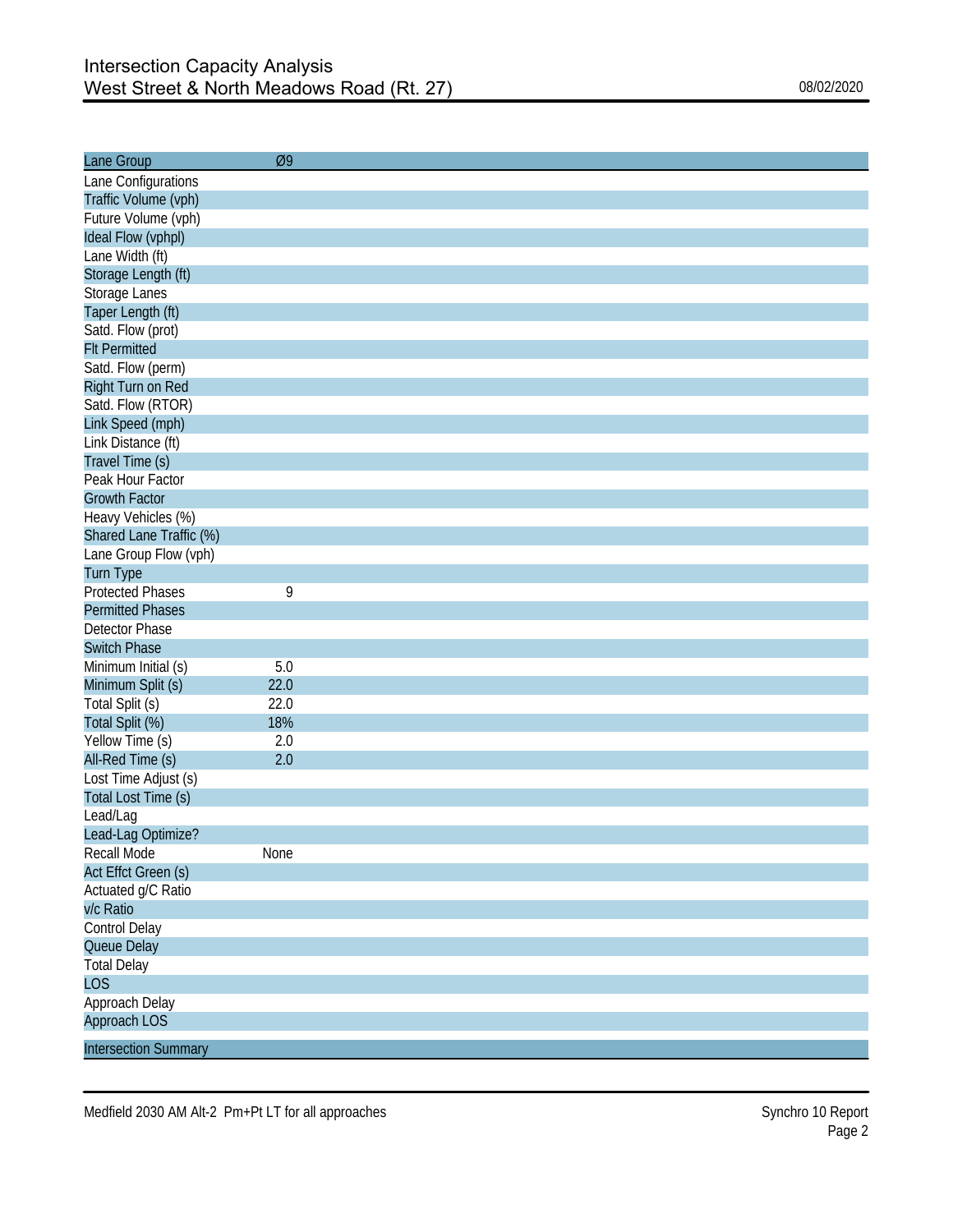# Intersection Capacity Analysis
## West Street & North Meadows Road (Rt. 27)

08/02/2020

| Lane Group | Ø9 |
|---|---|
| Lane Configurations | |
| Traffic Volume (vph) | |
| Future Volume (vph) | |
| Ideal Flow (vphpl) | |
| Lane Width (ft) | |
| Storage Length (ft) | |
| Storage Lanes | |
| Taper Length (ft) | |
| Satd. Flow (prot) | |
| Flt Permitted | |
| Satd. Flow (perm) | |
| Right Turn on Red | |
| Satd. Flow (RTOR) | |
| Link Speed (mph) | |
| Link Distance (ft) | |
| Travel Time (s) | |
| Peak Hour Factor | |
| Growth Factor | |
| Heavy Vehicles (%) | |
| Shared Lane Traffic (%) | |
| Lane Group Flow (vph) | |
| Turn Type | |
| Protected Phases | 9 |
| Permitted Phases | |
| Detector Phase | |
| Switch Phase | |
| Minimum Initial (s) | 5.0 |
| Minimum Split (s) | 22.0 |
| Total Split (s) | 22.0 |
| Total Split (%) | 18% |
| Yellow Time (s) | 2.0 |
| All-Red Time (s) | 2.0 |
| Lost Time Adjust (s) | |
| Total Lost Time (s) | |
| Lead/Lag | |
| Lead-Lag Optimize? | |
| Recall Mode | None |
| Act Effct Green (s) | |
| Actuated g/C Ratio | |
| v/c Ratio | |
| Control Delay | |
| Queue Delay | |
| Total Delay | |
| LOS | |
| Approach Delay | |
| Approach LOS | |

Intersection Summary

Medfield 2030 AM Alt-2 Pm+Pt LT for all approaches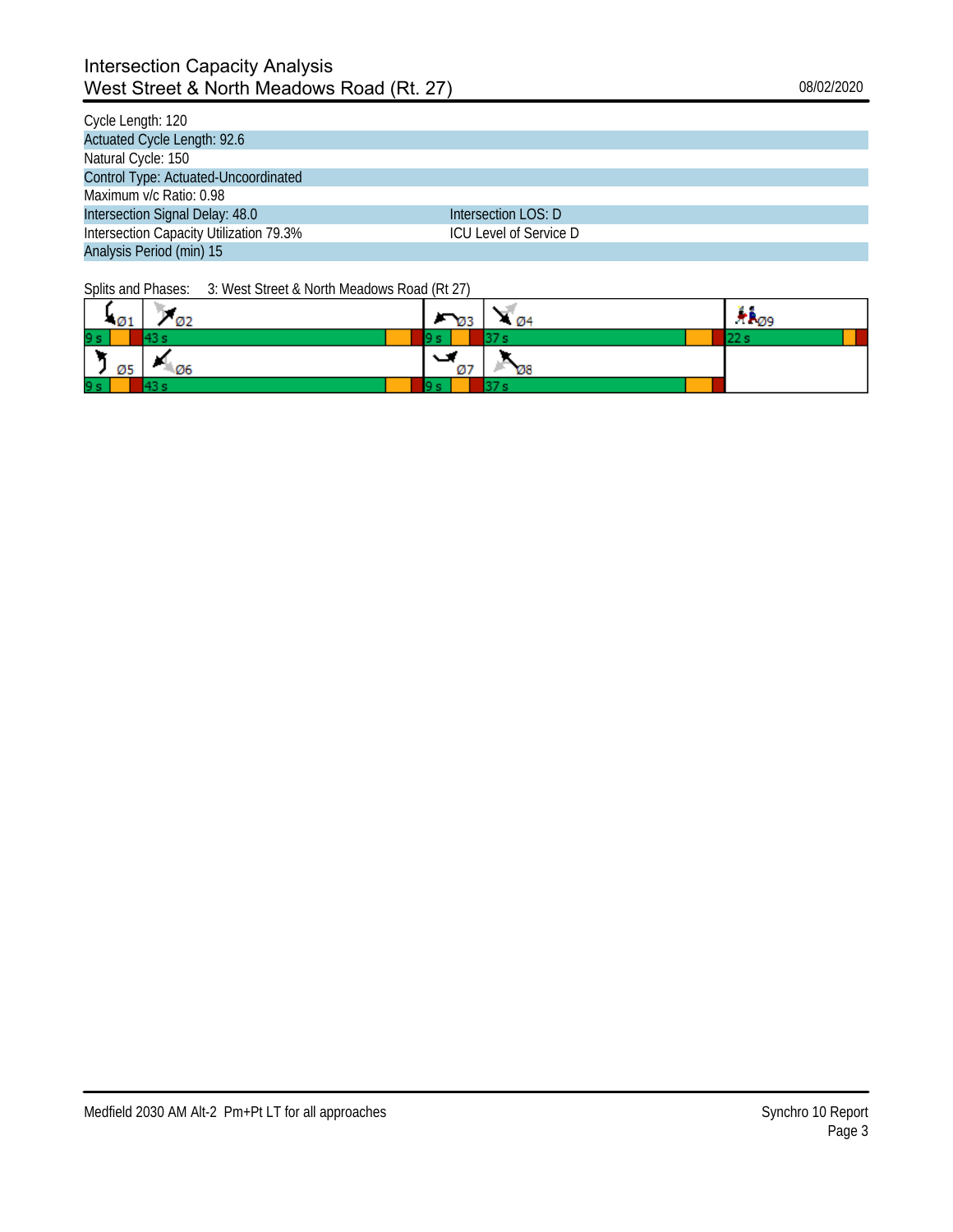# Intersection Capacity Analysis
## West Street & North Meadows Road (Rt. 27)

08/02/2020

| | |
|---|---|
| Cycle Length: 120 | |
| Actuated Cycle Length: 92.6 | |
| Natural Cycle: 150 | |
| Control Type: Actuated-Uncoordinated | |
| Maximum v/c Ratio: 0.98 | |
| Intersection Signal Delay: 48.0 | Intersection LOS: D |
| Intersection Capacity Utilization 79.3% | ICU Level of Service D |
| Analysis Period (min) 15 | |

Splits and Phases: 3: West Street & North Meadows Road (Rt 27)

| Ø1 | Ø2 | Ø3 | Ø4 | Ø9 |
|---|---|---|---|---|
| 9 s | 43 s | 9 s | 37 s | 22 s |
| **Ø5** | **Ø6** | **Ø7** | **Ø8** | |
| 9 s | 43 s | 9 s | 37 s | |

Medfield 2030 AM Alt-2 Pm+Pt LT for all approaches

Synchro 10 Report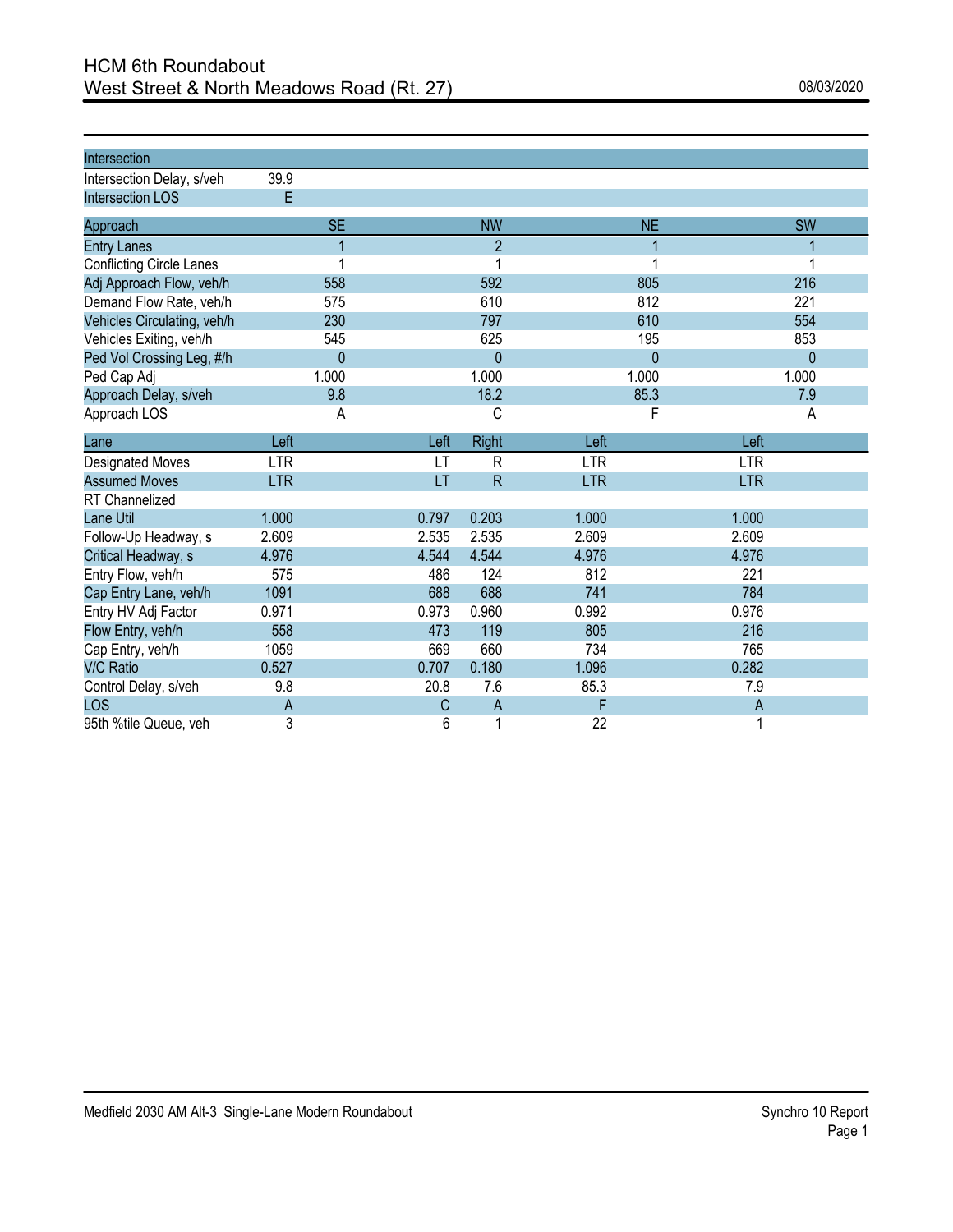# HCM 6th Roundabout
## West Street & North Meadows Road (Rt. 27)

08/03/2020

| Intersection | |
|---|---|
| Intersection Delay, s/veh | 39.9 |
| Intersection LOS | E |

| Approach | SE | NW | NE | SW |
|---|---|---|---|---|
| Entry Lanes | 1 | 2 | 1 | 1 |
| Conflicting Circle Lanes | 1 | 1 | 1 | 1 |
| Adj Approach Flow, veh/h | 558 | 592 | 805 | 216 |
| Demand Flow Rate, veh/h | 575 | 610 | 812 | 221 |
| Vehicles Circulating, veh/h | 230 | 797 | 610 | 554 |
| Vehicles Exiting, veh/h | 545 | 625 | 195 | 853 |
| Ped Vol Crossing Leg, #/h | 0 | 0 | 0 | 0 |
| Ped Cap Adj | 1.000 | 1.000 | 1.000 | 1.000 |
| Approach Delay, s/veh | 9.8 | 18.2 | 85.3 | 7.9 |
| Approach LOS | A | C | F | A |

| Lane | Left | Left | Right | Left | Left |
|---|---|---|---|---|---|
| Designated Moves | LTR | LT | R | LTR | LTR |
| Assumed Moves | LTR | LT | R | LTR | LTR |
| RT Channelized | | | | | |
| Lane Util | 1.000 | 0.797 | 0.203 | 1.000 | 1.000 |
| Follow-Up Headway, s | 2.609 | 2.535 | 2.535 | 2.609 | 2.609 |
| Critical Headway, s | 4.976 | 4.544 | 4.544 | 4.976 | 4.976 |
| Entry Flow, veh/h | 575 | 486 | 124 | 812 | 221 |
| Cap Entry Lane, veh/h | 1091 | 688 | 688 | 741 | 784 |
| Entry HV Adj Factor | 0.971 | 0.973 | 0.960 | 0.992 | 0.976 |
| Flow Entry, veh/h | 558 | 473 | 119 | 805 | 216 |
| Cap Entry, veh/h | 1059 | 669 | 660 | 734 | 765 |
| V/C Ratio | 0.527 | 0.707 | 0.180 | 1.096 | 0.282 |
| Control Delay, s/veh | 9.8 | 20.8 | 7.6 | 85.3 | 7.9 |
| LOS | A | C | A | F | A |
| 95th %tile Queue, veh | 3 | 6 | 1 | 22 | 1 |

Medfield 2030 AM Alt-3 Single-Lane Modern Roundabout

Synchro 10 Report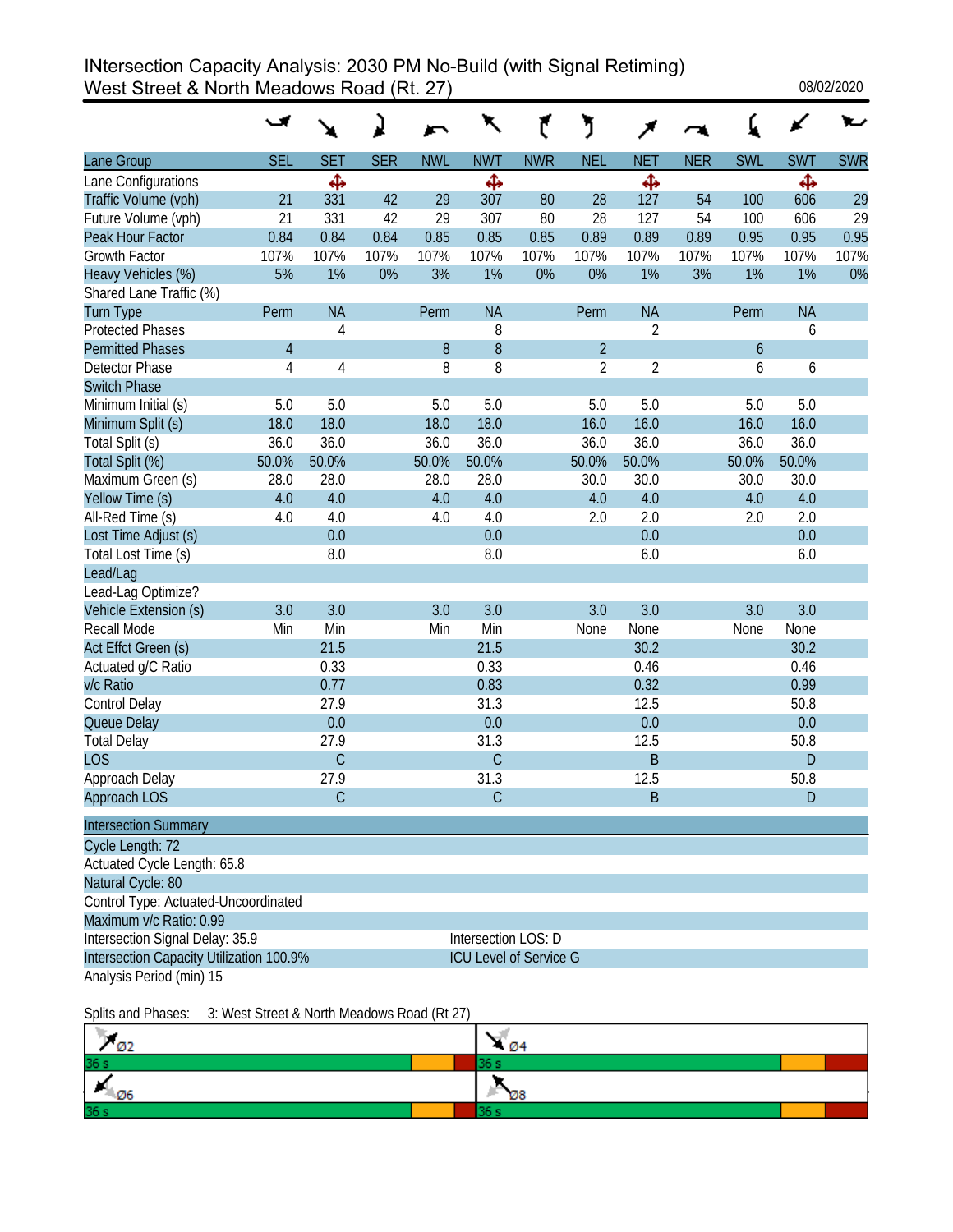# INtersection Capacity Analysis: 2030 PM No-Build (with Signal Retiming)
## West Street & North Meadows Road (Rt. 27)

08/02/2020

| Lane Group | SEL | SET | SER | NWL | NWT | NWR | NEL | NET | NER | SWL | SWT | SWR |
|---|---|---|---|---|---|---|---|---|---|---|---|---|
| Lane Configurations | | ✣ | | | ✣ | | | ✣ | | | ✣ | |
| Traffic Volume (vph) | 21 | 331 | 42 | 29 | 307 | 80 | 28 | 127 | 54 | 100 | 606 | 29 |
| Future Volume (vph) | 21 | 331 | 42 | 29 | 307 | 80 | 28 | 127 | 54 | 100 | 606 | 29 |
| Peak Hour Factor | 0.84 | 0.84 | 0.84 | 0.85 | 0.85 | 0.85 | 0.89 | 0.89 | 0.89 | 0.95 | 0.95 | 0.95 |
| Growth Factor | 107% | 107% | 107% | 107% | 107% | 107% | 107% | 107% | 107% | 107% | 107% | 107% |
| Heavy Vehicles (%) | 5% | 1% | 0% | 3% | 1% | 0% | 0% | 1% | 3% | 1% | 1% | 0% |
| Shared Lane Traffic (%) | | | | | | | | | | | | |
| Turn Type | Perm | NA | | Perm | NA | | Perm | NA | | Perm | NA | |
| Protected Phases | | 4 | | | 8 | | | 2 | | | 6 | |
| Permitted Phases | 4 | | | 8 | 8 | | 2 | | | 6 | | |
| Detector Phase | 4 | 4 | | 8 | 8 | | 2 | 2 | | 6 | 6 | |
| Switch Phase | | | | | | | | | | | | |
| Minimum Initial (s) | 5.0 | 5.0 | | 5.0 | 5.0 | | 5.0 | 5.0 | | 5.0 | 5.0 | |
| Minimum Split (s) | 18.0 | 18.0 | | 18.0 | 18.0 | | 16.0 | 16.0 | | 16.0 | 16.0 | |
| Total Split (s) | 36.0 | 36.0 | | 36.0 | 36.0 | | 36.0 | 36.0 | | 36.0 | 36.0 | |
| Total Split (%) | 50.0% | 50.0% | | 50.0% | 50.0% | | 50.0% | 50.0% | | 50.0% | 50.0% | |
| Maximum Green (s) | 28.0 | 28.0 | | 28.0 | 28.0 | | 30.0 | 30.0 | | 30.0 | 30.0 | |
| Yellow Time (s) | 4.0 | 4.0 | | 4.0 | 4.0 | | 4.0 | 4.0 | | 4.0 | 4.0 | |
| All-Red Time (s) | 4.0 | 4.0 | | 4.0 | 4.0 | | 2.0 | 2.0 | | 2.0 | 2.0 | |
| Lost Time Adjust (s) | | 0.0 | | | 0.0 | | | 0.0 | | | 0.0 | |
| Total Lost Time (s) | | 8.0 | | | 8.0 | | | 6.0 | | | 6.0 | |
| Lead/Lag | | | | | | | | | | | | |
| Lead-Lag Optimize? | | | | | | | | | | | | |
| Vehicle Extension (s) | 3.0 | 3.0 | | 3.0 | 3.0 | | 3.0 | 3.0 | | 3.0 | 3.0 | |
| Recall Mode | Min | Min | | Min | Min | | None | None | | None | None | |
| Act Effct Green (s) | | 21.5 | | | 21.5 | | | 30.2 | | | 30.2 | |
| Actuated g/C Ratio | | 0.33 | | | 0.33 | | | 0.46 | | | 0.46 | |
| v/c Ratio | | 0.77 | | | 0.83 | | | 0.32 | | | 0.99 | |
| Control Delay | | 27.9 | | | 31.3 | | | 12.5 | | | 50.8 | |
| Queue Delay | | 0.0 | | | 0.0 | | | 0.0 | | | 0.0 | |
| Total Delay | | 27.9 | | | 31.3 | | | 12.5 | | | 50.8 | |
| LOS | | C | | | C | | | B | | | D | |
| Approach Delay | | 27.9 | | | 31.3 | | | 12.5 | | | 50.8 | |
| Approach LOS | | C | | | C | | | B | | | D | |

**Intersection Summary**

Cycle Length: 72
Actuated Cycle Length: 65.8
Natural Cycle: 80
Control Type: Actuated-Uncoordinated
Maximum v/c Ratio: 0.99
Intersection Signal Delay: 35.9 — Intersection LOS: D
Intersection Capacity Utilization 100.9% — ICU Level of Service G
Analysis Period (min) 15

Splits and Phases: 3: West Street & North Meadows Road (Rt 27)

| Ø2 | Ø4 |
|---|---|
| 36 s | 36 s |

| Ø6 | Ø8 |
|---|---|
| 36 s | 36 s |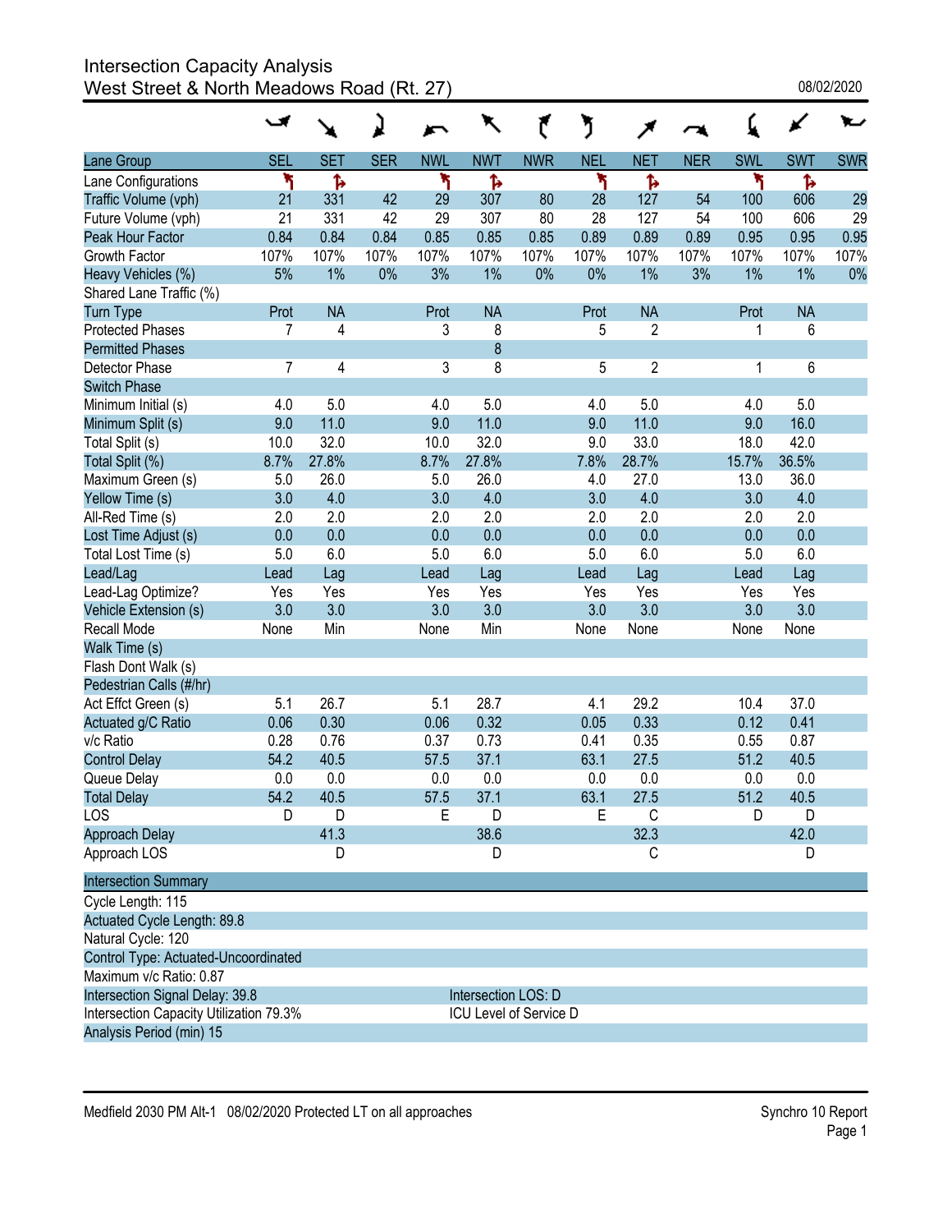# Intersection Capacity Analysis
## West Street & North Meadows Road (Rt. 27)

08/02/2020

| Lane Group | SEL | SET | SER | NWL | NWT | NWR | NEL | NET | NER | SWL | SWT | SWR |
|---|---|---|---|---|---|---|---|---|---|---|---|---|
| Lane Configurations | ↰ | ↱ | | ↰ | ↱ | | ↰ | ↱ | | ↰ | ↱ | |
| Traffic Volume (vph) | 21 | 331 | 42 | 29 | 307 | 80 | 28 | 127 | 54 | 100 | 606 | 29 |
| Future Volume (vph) | 21 | 331 | 42 | 29 | 307 | 80 | 28 | 127 | 54 | 100 | 606 | 29 |
| Peak Hour Factor | 0.84 | 0.84 | 0.84 | 0.85 | 0.85 | 0.85 | 0.89 | 0.89 | 0.89 | 0.95 | 0.95 | 0.95 |
| Growth Factor | 107% | 107% | 107% | 107% | 107% | 107% | 107% | 107% | 107% | 107% | 107% | 107% |
| Heavy Vehicles (%) | 5% | 1% | 0% | 3% | 1% | 0% | 0% | 1% | 3% | 1% | 1% | 0% |
| Shared Lane Traffic (%) | | | | | | | | | | | | |
| Turn Type | Prot | NA | | Prot | NA | | Prot | NA | | Prot | NA | |
| Protected Phases | 7 | 4 | | 3 | 8 | | 5 | 2 | | 1 | 6 | |
| Permitted Phases | | | | | 8 | | | | | | | |
| Detector Phase | 7 | 4 | | 3 | 8 | | 5 | 2 | | 1 | 6 | |
| Switch Phase | | | | | | | | | | | | |
| Minimum Initial (s) | 4.0 | 5.0 | | 4.0 | 5.0 | | 4.0 | 5.0 | | 4.0 | 5.0 | |
| Minimum Split (s) | 9.0 | 11.0 | | 9.0 | 11.0 | | 9.0 | 11.0 | | 9.0 | 16.0 | |
| Total Split (s) | 10.0 | 32.0 | | 10.0 | 32.0 | | 9.0 | 33.0 | | 18.0 | 42.0 | |
| Total Split (%) | 8.7% | 27.8% | | 8.7% | 27.8% | | 7.8% | 28.7% | | 15.7% | 36.5% | |
| Maximum Green (s) | 5.0 | 26.0 | | 5.0 | 26.0 | | 4.0 | 27.0 | | 13.0 | 36.0 | |
| Yellow Time (s) | 3.0 | 4.0 | | 3.0 | 4.0 | | 3.0 | 4.0 | | 3.0 | 4.0 | |
| All-Red Time (s) | 2.0 | 2.0 | | 2.0 | 2.0 | | 2.0 | 2.0 | | 2.0 | 2.0 | |
| Lost Time Adjust (s) | 0.0 | 0.0 | | 0.0 | 0.0 | | 0.0 | 0.0 | | 0.0 | 0.0 | |
| Total Lost Time (s) | 5.0 | 6.0 | | 5.0 | 6.0 | | 5.0 | 6.0 | | 5.0 | 6.0 | |
| Lead/Lag | Lead | Lag | | Lead | Lag | | Lead | Lag | | Lead | Lag | |
| Lead-Lag Optimize? | Yes | Yes | | Yes | Yes | | Yes | Yes | | Yes | Yes | |
| Vehicle Extension (s) | 3.0 | 3.0 | | 3.0 | 3.0 | | 3.0 | 3.0 | | 3.0 | 3.0 | |
| Recall Mode | None | Min | | None | Min | | None | None | | None | None | |
| Walk Time (s) | | | | | | | | | | | | |
| Flash Dont Walk (s) | | | | | | | | | | | | |
| Pedestrian Calls (#/hr) | | | | | | | | | | | | |
| Act Effct Green (s) | 5.1 | 26.7 | | 5.1 | 28.7 | | 4.1 | 29.2 | | 10.4 | 37.0 | |
| Actuated g/C Ratio | 0.06 | 0.30 | | 0.06 | 0.32 | | 0.05 | 0.33 | | 0.12 | 0.41 | |
| v/c Ratio | 0.28 | 0.76 | | 0.37 | 0.73 | | 0.41 | 0.35 | | 0.55 | 0.87 | |
| Control Delay | 54.2 | 40.5 | | 57.5 | 37.1 | | 63.1 | 27.5 | | 51.2 | 40.5 | |
| Queue Delay | 0.0 | 0.0 | | 0.0 | 0.0 | | 0.0 | 0.0 | | 0.0 | 0.0 | |
| Total Delay | 54.2 | 40.5 | | 57.5 | 37.1 | | 63.1 | 27.5 | | 51.2 | 40.5 | |
| LOS | D | D | | E | D | | E | C | | D | D | |
| Approach Delay | | 41.3 | | | 38.6 | | | 32.3 | | | 42.0 | |
| Approach LOS | | D | | | D | | | C | | | D | |

**Intersection Summary**

Cycle Length: 115
Actuated Cycle Length: 89.8
Natural Cycle: 120
Control Type: Actuated-Uncoordinated
Maximum v/c Ratio: 0.87
Intersection Signal Delay: 39.8 — Intersection LOS: D
Intersection Capacity Utilization 79.3% — ICU Level of Service D
Analysis Period (min) 15

Medfield 2030 PM Alt-1 08/02/2020 Protected LT on all approaches — Synchro 10 Report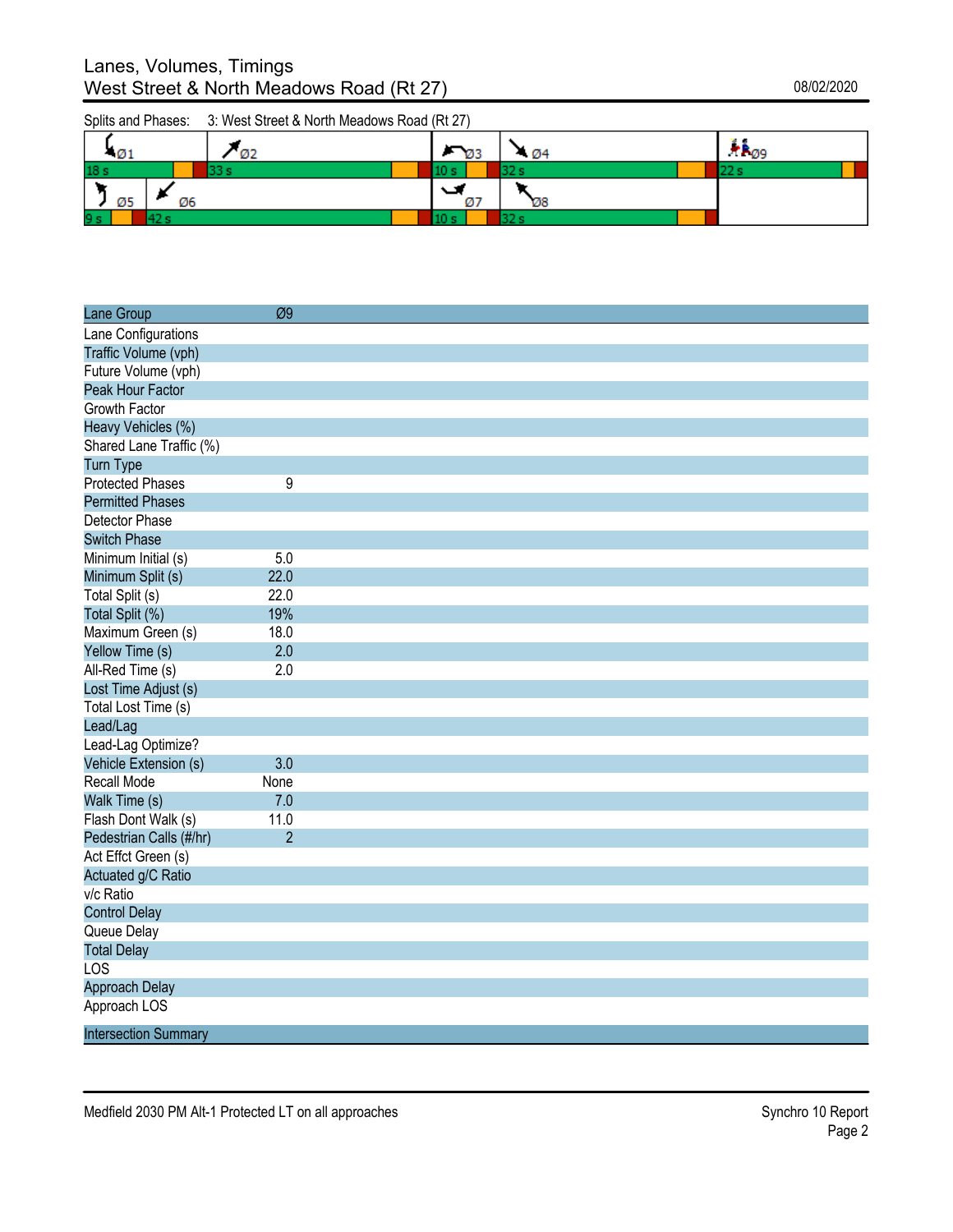# Lanes, Volumes, Timings
## West Street & North Meadows Road (Rt 27)

08/02/2020

Splits and Phases: 3: West Street & North Meadows Road (Rt 27)

| Ø1 | Ø2 | Ø3 | Ø4 | Ø9 |
|---|---|---|---|---|
| 18 s | 33 s | 10 s | 32 s | 22 s |
| **Ø5** | **Ø6** | **Ø7** | **Ø8** | |
| 9 s | 42 s | 10 s | 32 s | |

| Lane Group | Ø9 |
|---|---|
| Lane Configurations | |
| Traffic Volume (vph) | |
| Future Volume (vph) | |
| Peak Hour Factor | |
| Growth Factor | |
| Heavy Vehicles (%) | |
| Shared Lane Traffic (%) | |
| Turn Type | |
| Protected Phases | 9 |
| Permitted Phases | |
| Detector Phase | |
| Switch Phase | |
| Minimum Initial (s) | 5.0 |
| Minimum Split (s) | 22.0 |
| Total Split (s) | 22.0 |
| Total Split (%) | 19% |
| Maximum Green (s) | 18.0 |
| Yellow Time (s) | 2.0 |
| All-Red Time (s) | 2.0 |
| Lost Time Adjust (s) | |
| Total Lost Time (s) | |
| Lead/Lag | |
| Lead-Lag Optimize? | |
| Vehicle Extension (s) | 3.0 |
| Recall Mode | None |
| Walk Time (s) | 7.0 |
| Flash Dont Walk (s) | 11.0 |
| Pedestrian Calls (#/hr) | 2 |
| Act Effct Green (s) | |
| Actuated g/C Ratio | |
| v/c Ratio | |
| Control Delay | |
| Queue Delay | |
| Total Delay | |
| LOS | |
| Approach Delay | |
| Approach LOS | |

| Intersection Summary |
|---|

Medfield 2030 PM Alt-1 Protected LT on all approaches

Synchro 10 Report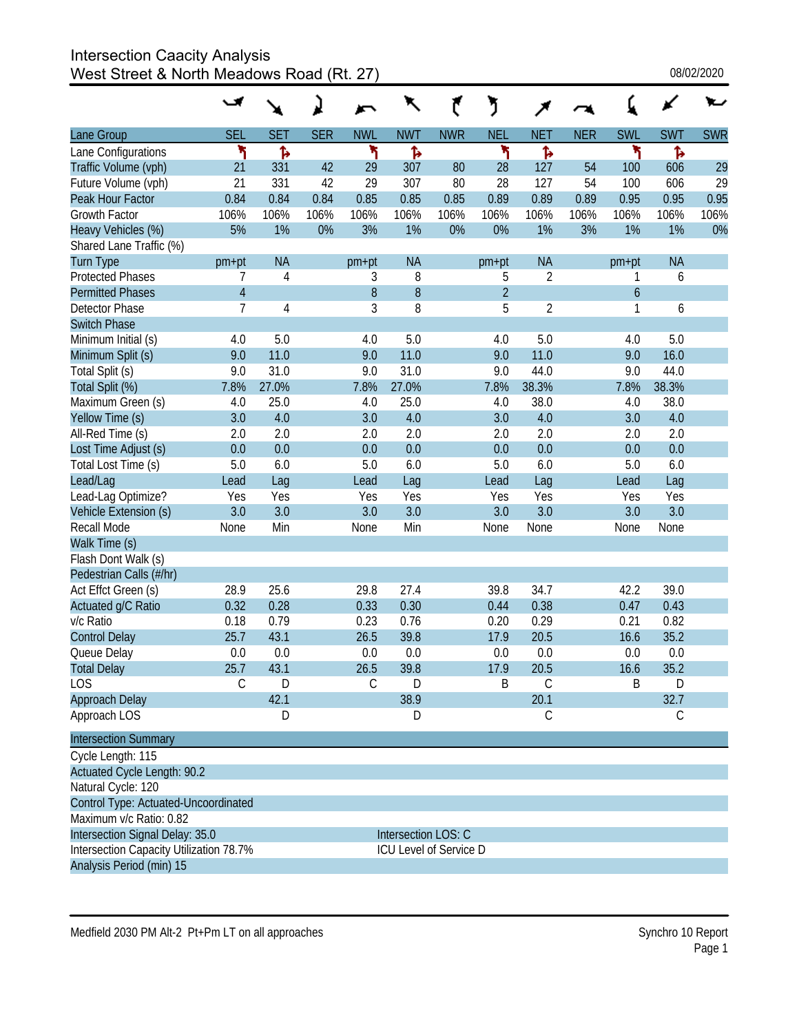# Intersection Caacity Analysis
## West Street & North Meadows Road (Rt. 27)

08/02/2020

| Lane Group | SEL | SET | SER | NWL | NWT | NWR | NEL | NET | NER | SWL | SWT | SWR |
|---|---|---|---|---|---|---|---|---|---|---|---|---|
| Lane Configurations | ↰ | ↱ | | ↰ | ↱ | | ↰ | ↱ | | ↰ | ↱ | |
| Traffic Volume (vph) | 21 | 331 | 42 | 29 | 307 | 80 | 28 | 127 | 54 | 100 | 606 | 29 |
| Future Volume (vph) | 21 | 331 | 42 | 29 | 307 | 80 | 28 | 127 | 54 | 100 | 606 | 29 |
| Peak Hour Factor | 0.84 | 0.84 | 0.84 | 0.85 | 0.85 | 0.85 | 0.89 | 0.89 | 0.89 | 0.95 | 0.95 | 0.95 |
| Growth Factor | 106% | 106% | 106% | 106% | 106% | 106% | 106% | 106% | 106% | 106% | 106% | 106% |
| Heavy Vehicles (%) | 5% | 1% | 0% | 3% | 1% | 0% | 0% | 1% | 3% | 1% | 1% | 0% |
| Shared Lane Traffic (%) | | | | | | | | | | | | |
| Turn Type | pm+pt | NA | | pm+pt | NA | | pm+pt | NA | | pm+pt | NA | |
| Protected Phases | 7 | 4 | | 3 | 8 | | 5 | 2 | | 1 | 6 | |
| Permitted Phases | 4 | | | 8 | 8 | | 2 | | | 6 | | |
| Detector Phase | 7 | 4 | | 3 | 8 | | 5 | 2 | | 1 | 6 | |
| Switch Phase | | | | | | | | | | | | |
| Minimum Initial (s) | 4.0 | 5.0 | | 4.0 | 5.0 | | 4.0 | 5.0 | | 4.0 | 5.0 | |
| Minimum Split (s) | 9.0 | 11.0 | | 9.0 | 11.0 | | 9.0 | 11.0 | | 9.0 | 16.0 | |
| Total Split (s) | 9.0 | 31.0 | | 9.0 | 31.0 | | 9.0 | 44.0 | | 9.0 | 44.0 | |
| Total Split (%) | 7.8% | 27.0% | | 7.8% | 27.0% | | 7.8% | 38.3% | | 7.8% | 38.3% | |
| Maximum Green (s) | 4.0 | 25.0 | | 4.0 | 25.0 | | 4.0 | 38.0 | | 4.0 | 38.0 | |
| Yellow Time (s) | 3.0 | 4.0 | | 3.0 | 4.0 | | 3.0 | 4.0 | | 3.0 | 4.0 | |
| All-Red Time (s) | 2.0 | 2.0 | | 2.0 | 2.0 | | 2.0 | 2.0 | | 2.0 | 2.0 | |
| Lost Time Adjust (s) | 0.0 | 0.0 | | 0.0 | 0.0 | | 0.0 | 0.0 | | 0.0 | 0.0 | |
| Total Lost Time (s) | 5.0 | 6.0 | | 5.0 | 6.0 | | 5.0 | 6.0 | | 5.0 | 6.0 | |
| Lead/Lag | Lead | Lag | | Lead | Lag | | Lead | Lag | | Lead | Lag | |
| Lead-Lag Optimize? | Yes | Yes | | Yes | Yes | | Yes | Yes | | Yes | Yes | |
| Vehicle Extension (s) | 3.0 | 3.0 | | 3.0 | 3.0 | | 3.0 | 3.0 | | 3.0 | 3.0 | |
| Recall Mode | None | Min | | None | Min | | None | None | | None | None | |
| Walk Time (s) | | | | | | | | | | | | |
| Flash Dont Walk (s) | | | | | | | | | | | | |
| Pedestrian Calls (#/hr) | | | | | | | | | | | | |
| Act Effct Green (s) | 28.9 | 25.6 | | 29.8 | 27.4 | | 39.8 | 34.7 | | 42.2 | 39.0 | |
| Actuated g/C Ratio | 0.32 | 0.28 | | 0.33 | 0.30 | | 0.44 | 0.38 | | 0.47 | 0.43 | |
| v/c Ratio | 0.18 | 0.79 | | 0.23 | 0.76 | | 0.20 | 0.29 | | 0.21 | 0.82 | |
| Control Delay | 25.7 | 43.1 | | 26.5 | 39.8 | | 17.9 | 20.5 | | 16.6 | 35.2 | |
| Queue Delay | 0.0 | 0.0 | | 0.0 | 0.0 | | 0.0 | 0.0 | | 0.0 | 0.0 | |
| Total Delay | 25.7 | 43.1 | | 26.5 | 39.8 | | 17.9 | 20.5 | | 16.6 | 35.2 | |
| LOS | C | D | | C | D | | B | C | | B | D | |
| Approach Delay | | 42.1 | | | 38.9 | | | 20.1 | | | 32.7 | |
| Approach LOS | | D | | | D | | | C | | | C | |

**Intersection Summary**

Cycle Length: 115
Actuated Cycle Length: 90.2
Natural Cycle: 120
Control Type: Actuated-Uncoordinated
Maximum v/c Ratio: 0.82
Intersection Signal Delay: 35.0 — Intersection LOS: C
Intersection Capacity Utilization 78.7% — ICU Level of Service D
Analysis Period (min) 15

Medfield 2030 PM Alt-2 Pt+Pm LT on all approaches — Synchro 10 Report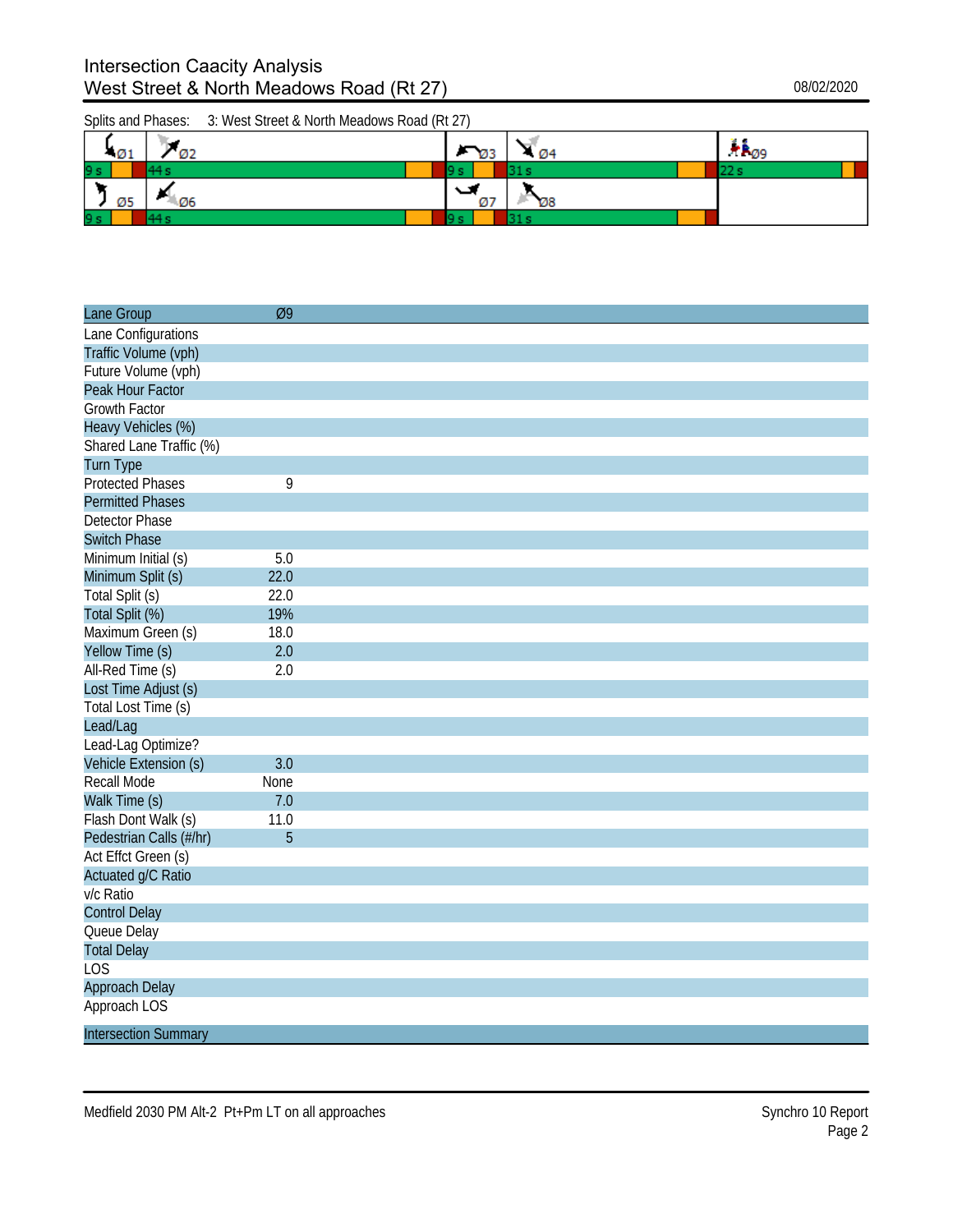# Intersection Caacity Analysis
## West Street & North Meadows Road (Rt 27)

08/02/2020

Splits and Phases: 3: West Street & North Meadows Road (Rt 27)

| Ø1 | Ø2 | Ø3 | Ø4 | Ø9 |
|---|---|---|---|---|
| 9 s | 44 s | 9 s | 31 s | 22 s |
| **Ø5** | **Ø6** | **Ø7** | **Ø8** | |
| 9 s | 44 s | 9 s | 31 s | |

| Lane Group | Ø9 |
|---|---|
| Lane Configurations | |
| Traffic Volume (vph) | |
| Future Volume (vph) | |
| Peak Hour Factor | |
| Growth Factor | |
| Heavy Vehicles (%) | |
| Shared Lane Traffic (%) | |
| Turn Type | |
| Protected Phases | 9 |
| Permitted Phases | |
| Detector Phase | |
| Switch Phase | |
| Minimum Initial (s) | 5.0 |
| Minimum Split (s) | 22.0 |
| Total Split (s) | 22.0 |
| Total Split (%) | 19% |
| Maximum Green (s) | 18.0 |
| Yellow Time (s) | 2.0 |
| All-Red Time (s) | 2.0 |
| Lost Time Adjust (s) | |
| Total Lost Time (s) | |
| Lead/Lag | |
| Lead-Lag Optimize? | |
| Vehicle Extension (s) | 3.0 |
| Recall Mode | None |
| Walk Time (s) | 7.0 |
| Flash Dont Walk (s) | 11.0 |
| Pedestrian Calls (#/hr) | 5 |
| Act Effct Green (s) | |
| Actuated g/C Ratio | |
| v/c Ratio | |
| Control Delay | |
| Queue Delay | |
| Total Delay | |
| LOS | |
| Approach Delay | |
| Approach LOS | |

| Intersection Summary |
|---|

Medfield 2030 PM Alt-2 Pt+Pm LT on all approaches

Synchro 10 Report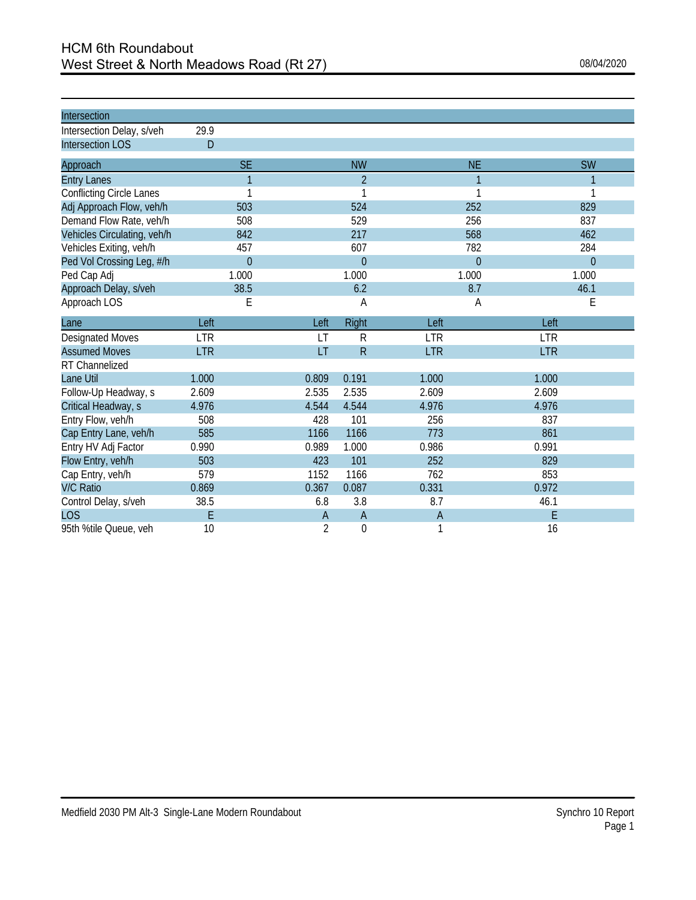# HCM 6th Roundabout
## West Street & North Meadows Road (Rt 27)

08/04/2020

| Intersection | |
|---|---|
| Intersection Delay, s/veh | 29.9 |
| Intersection LOS | D |

| Approach | SE | NW | NE | SW |
|---|---|---|---|---|
| Entry Lanes | 1 | 2 | 1 | 1 |
| Conflicting Circle Lanes | 1 | 1 | 1 | 1 |
| Adj Approach Flow, veh/h | 503 | 524 | 252 | 829 |
| Demand Flow Rate, veh/h | 508 | 529 | 256 | 837 |
| Vehicles Circulating, veh/h | 842 | 217 | 568 | 462 |
| Vehicles Exiting, veh/h | 457 | 607 | 782 | 284 |
| Ped Vol Crossing Leg, #/h | 0 | 0 | 0 | 0 |
| Ped Cap Adj | 1.000 | 1.000 | 1.000 | 1.000 |
| Approach Delay, s/veh | 38.5 | 6.2 | 8.7 | 46.1 |
| Approach LOS | E | A | A | E |

| Lane | Left | Left | Right | Left | Left |
|---|---|---|---|---|---|
| Designated Moves | LTR | LT | R | LTR | LTR |
| Assumed Moves | LTR | LT | R | LTR | LTR |
| RT Channelized | | | | | |
| Lane Util | 1.000 | 0.809 | 0.191 | 1.000 | 1.000 |
| Follow-Up Headway, s | 2.609 | 2.535 | 2.535 | 2.609 | 2.609 |
| Critical Headway, s | 4.976 | 4.544 | 4.544 | 4.976 | 4.976 |
| Entry Flow, veh/h | 508 | 428 | 101 | 256 | 837 |
| Cap Entry Lane, veh/h | 585 | 1166 | 1166 | 773 | 861 |
| Entry HV Adj Factor | 0.990 | 0.989 | 1.000 | 0.986 | 0.991 |
| Flow Entry, veh/h | 503 | 423 | 101 | 252 | 829 |
| Cap Entry, veh/h | 579 | 1152 | 1166 | 762 | 853 |
| V/C Ratio | 0.869 | 0.367 | 0.087 | 0.331 | 0.972 |
| Control Delay, s/veh | 38.5 | 6.8 | 3.8 | 8.7 | 46.1 |
| LOS | E | A | A | A | E |
| 95th %tile Queue, veh | 10 | 2 | 0 | 1 | 16 |

Medfield 2030 PM Alt-3 Single-Lane Modern Roundabout

Synchro 10 Report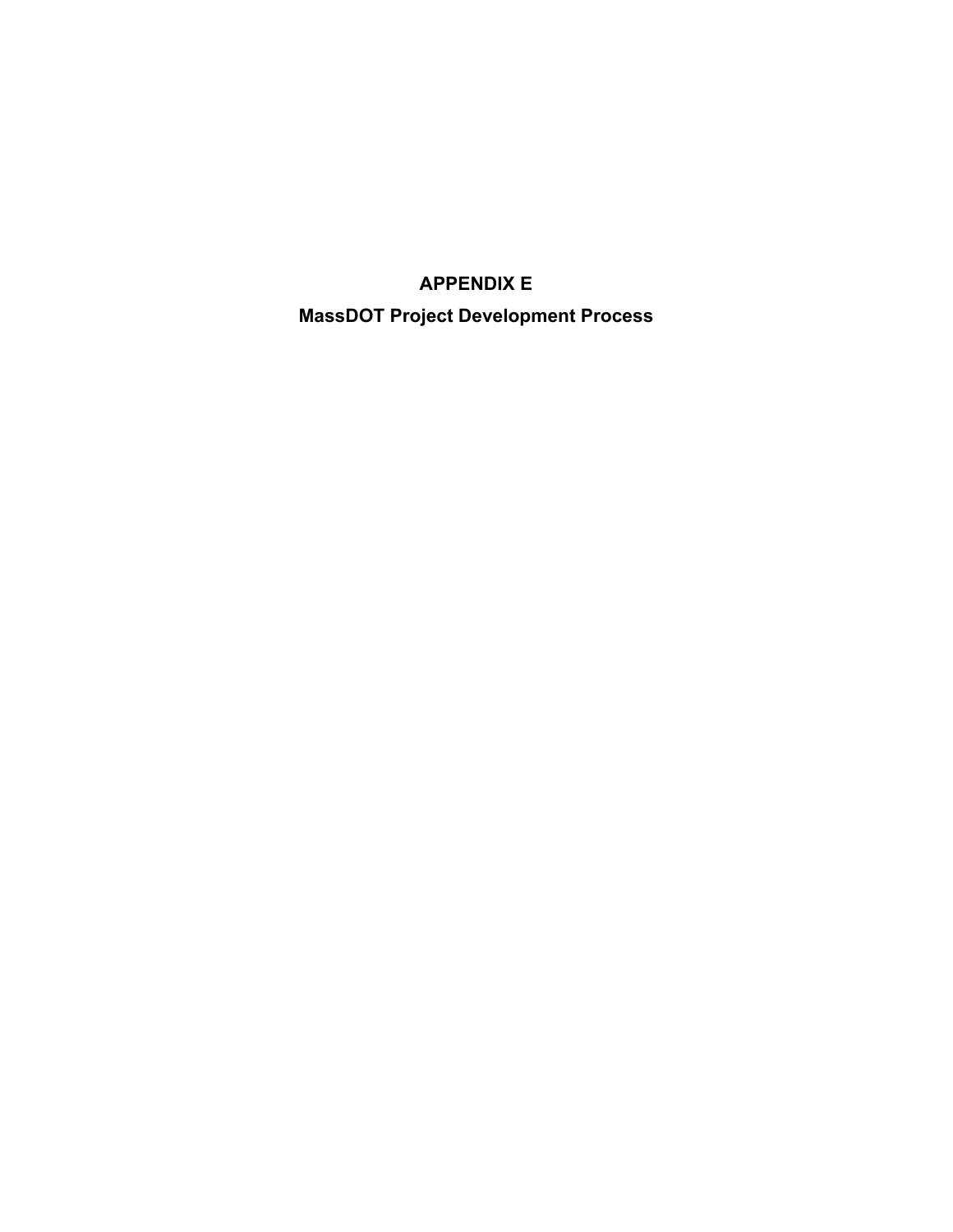# APPENDIX E

## MassDOT Project Development Process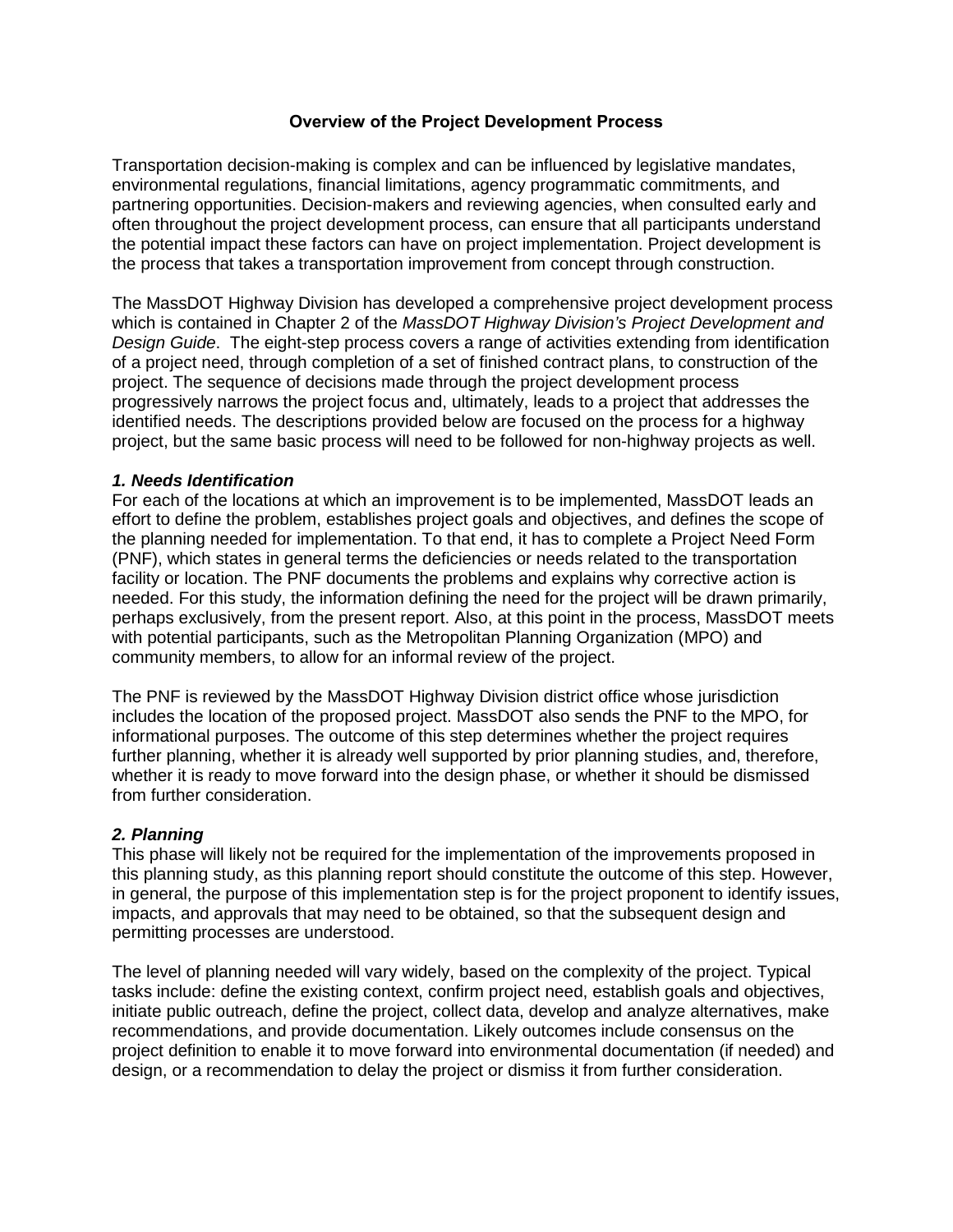## Overview of the Project Development Process

Transportation decision-making is complex and can be influenced by legislative mandates, environmental regulations, financial limitations, agency programmatic commitments, and partnering opportunities. Decision-makers and reviewing agencies, when consulted early and often throughout the project development process, can ensure that all participants understand the potential impact these factors can have on project implementation. Project development is the process that takes a transportation improvement from concept through construction.

The MassDOT Highway Division has developed a comprehensive project development process which is contained in Chapter 2 of the *MassDOT Highway Division's Project Development and Design Guide*. The eight-step process covers a range of activities extending from identification of a project need, through completion of a set of finished contract plans, to construction of the project. The sequence of decisions made through the project development process progressively narrows the project focus and, ultimately, leads to a project that addresses the identified needs. The descriptions provided below are focused on the process for a highway project, but the same basic process will need to be followed for non-highway projects as well.

### *1. Needs Identification*

For each of the locations at which an improvement is to be implemented, MassDOT leads an effort to define the problem, establishes project goals and objectives, and defines the scope of the planning needed for implementation. To that end, it has to complete a Project Need Form (PNF), which states in general terms the deficiencies or needs related to the transportation facility or location. The PNF documents the problems and explains why corrective action is needed. For this study, the information defining the need for the project will be drawn primarily, perhaps exclusively, from the present report. Also, at this point in the process, MassDOT meets with potential participants, such as the Metropolitan Planning Organization (MPO) and community members, to allow for an informal review of the project.

The PNF is reviewed by the MassDOT Highway Division district office whose jurisdiction includes the location of the proposed project. MassDOT also sends the PNF to the MPO, for informational purposes. The outcome of this step determines whether the project requires further planning, whether it is already well supported by prior planning studies, and, therefore, whether it is ready to move forward into the design phase, or whether it should be dismissed from further consideration.

### *2. Planning*

This phase will likely not be required for the implementation of the improvements proposed in this planning study, as this planning report should constitute the outcome of this step. However, in general, the purpose of this implementation step is for the project proponent to identify issues, impacts, and approvals that may need to be obtained, so that the subsequent design and permitting processes are understood.

The level of planning needed will vary widely, based on the complexity of the project. Typical tasks include: define the existing context, confirm project need, establish goals and objectives, initiate public outreach, define the project, collect data, develop and analyze alternatives, make recommendations, and provide documentation. Likely outcomes include consensus on the project definition to enable it to move forward into environmental documentation (if needed) and design, or a recommendation to delay the project or dismiss it from further consideration.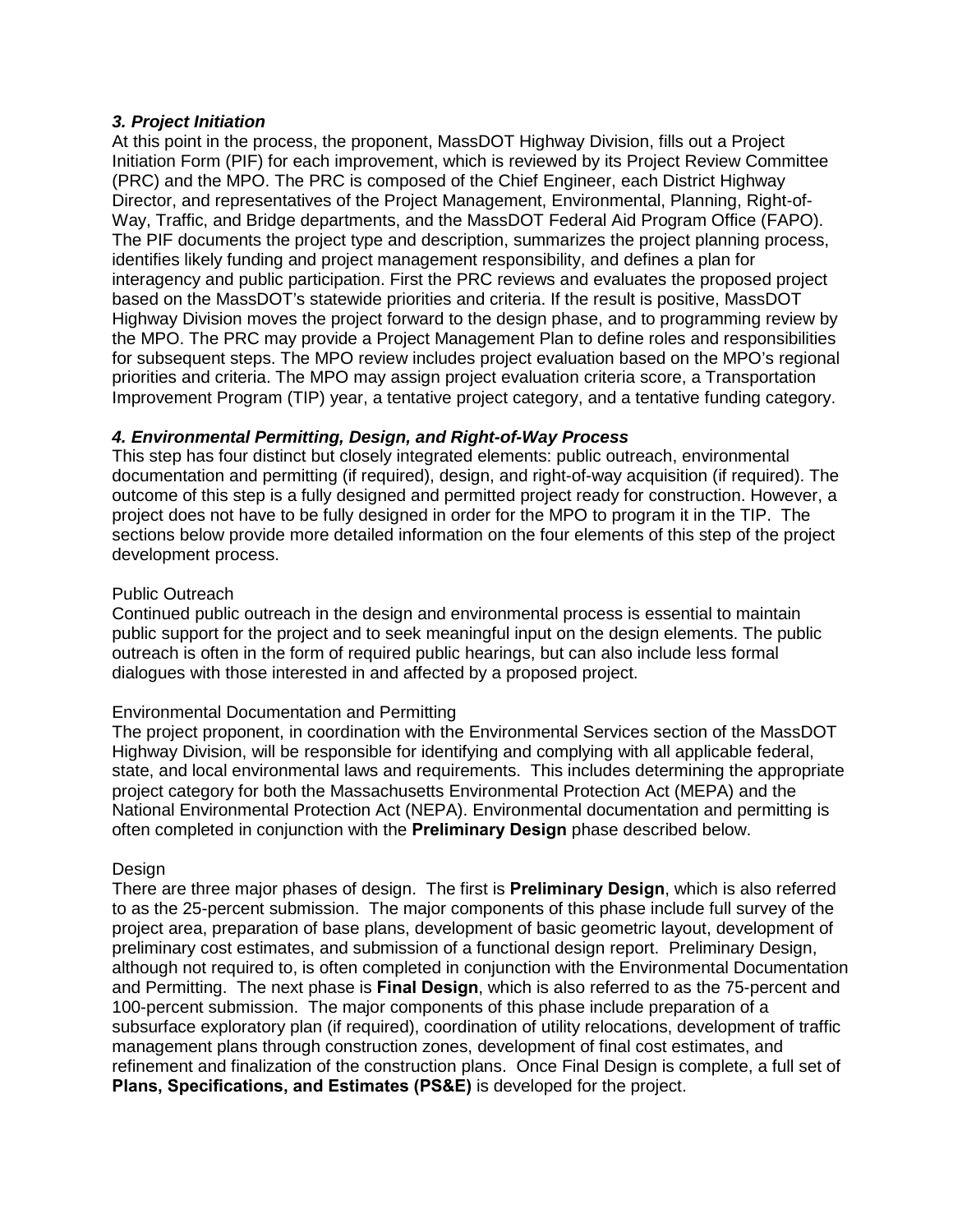### *3. Project Initiation*

At this point in the process, the proponent, MassDOT Highway Division, fills out a Project Initiation Form (PIF) for each improvement, which is reviewed by its Project Review Committee (PRC) and the MPO. The PRC is composed of the Chief Engineer, each District Highway Director, and representatives of the Project Management, Environmental, Planning, Right-of-Way, Traffic, and Bridge departments, and the MassDOT Federal Aid Program Office (FAPO). The PIF documents the project type and description, summarizes the project planning process, identifies likely funding and project management responsibility, and defines a plan for interagency and public participation. First the PRC reviews and evaluates the proposed project based on the MassDOT's statewide priorities and criteria. If the result is positive, MassDOT Highway Division moves the project forward to the design phase, and to programming review by the MPO. The PRC may provide a Project Management Plan to define roles and responsibilities for subsequent steps. The MPO review includes project evaluation based on the MPO's regional priorities and criteria. The MPO may assign project evaluation criteria score, a Transportation Improvement Program (TIP) year, a tentative project category, and a tentative funding category.

### *4. Environmental Permitting, Design, and Right-of-Way Process*

This step has four distinct but closely integrated elements: public outreach, environmental documentation and permitting (if required), design, and right-of-way acquisition (if required). The outcome of this step is a fully designed and permitted project ready for construction. However, a project does not have to be fully designed in order for the MPO to program it in the TIP. The sections below provide more detailed information on the four elements of this step of the project development process.

Public Outreach

Continued public outreach in the design and environmental process is essential to maintain public support for the project and to seek meaningful input on the design elements. The public outreach is often in the form of required public hearings, but can also include less formal dialogues with those interested in and affected by a proposed project.

Environmental Documentation and Permitting

The project proponent, in coordination with the Environmental Services section of the MassDOT Highway Division, will be responsible for identifying and complying with all applicable federal, state, and local environmental laws and requirements. This includes determining the appropriate project category for both the Massachusetts Environmental Protection Act (MEPA) and the National Environmental Protection Act (NEPA). Environmental documentation and permitting is often completed in conjunction with the **Preliminary Design** phase described below.

Design

There are three major phases of design. The first is **Preliminary Design**, which is also referred to as the 25-percent submission. The major components of this phase include full survey of the project area, preparation of base plans, development of basic geometric layout, development of preliminary cost estimates, and submission of a functional design report. Preliminary Design, although not required to, is often completed in conjunction with the Environmental Documentation and Permitting. The next phase is **Final Design**, which is also referred to as the 75-percent and 100-percent submission. The major components of this phase include preparation of a subsurface exploratory plan (if required), coordination of utility relocations, development of traffic management plans through construction zones, development of final cost estimates, and refinement and finalization of the construction plans. Once Final Design is complete, a full set of **Plans, Specifications, and Estimates (PS&E)** is developed for the project.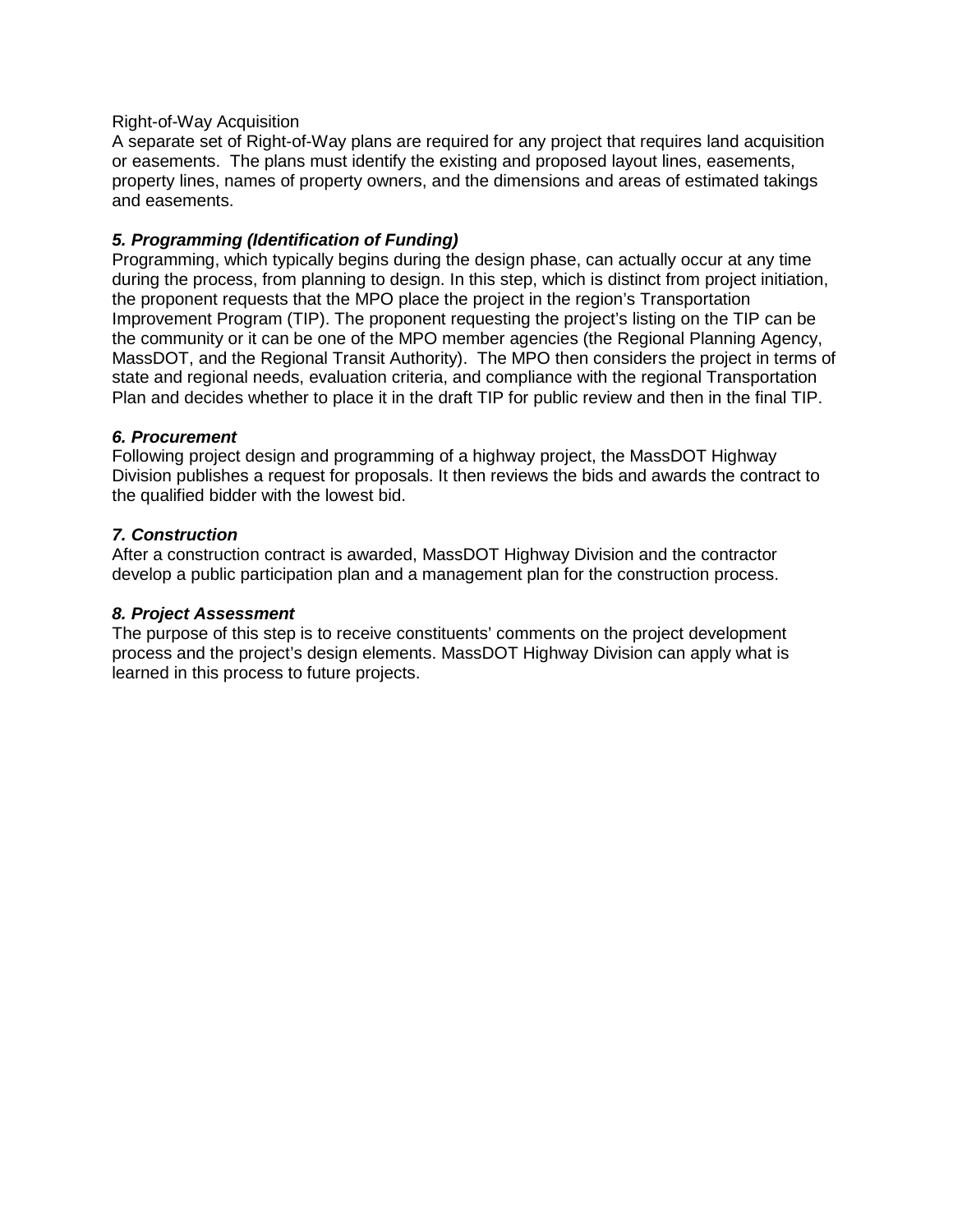Right-of-Way Acquisition

A separate set of Right-of-Way plans are required for any project that requires land acquisition or easements. The plans must identify the existing and proposed layout lines, easements, property lines, names of property owners, and the dimensions and areas of estimated takings and easements.

### ***5. Programming (Identification of Funding)***

Programming, which typically begins during the design phase, can actually occur at any time during the process, from planning to design. In this step, which is distinct from project initiation, the proponent requests that the MPO place the project in the region's Transportation Improvement Program (TIP). The proponent requesting the project's listing on the TIP can be the community or it can be one of the MPO member agencies (the Regional Planning Agency, MassDOT, and the Regional Transit Authority). The MPO then considers the project in terms of state and regional needs, evaluation criteria, and compliance with the regional Transportation Plan and decides whether to place it in the draft TIP for public review and then in the final TIP.

### ***6. Procurement***

Following project design and programming of a highway project, the MassDOT Highway Division publishes a request for proposals. It then reviews the bids and awards the contract to the qualified bidder with the lowest bid.

### ***7. Construction***

After a construction contract is awarded, MassDOT Highway Division and the contractor develop a public participation plan and a management plan for the construction process.

### ***8. Project Assessment***

The purpose of this step is to receive constituents' comments on the project development process and the project's design elements. MassDOT Highway Division can apply what is learned in this process to future projects.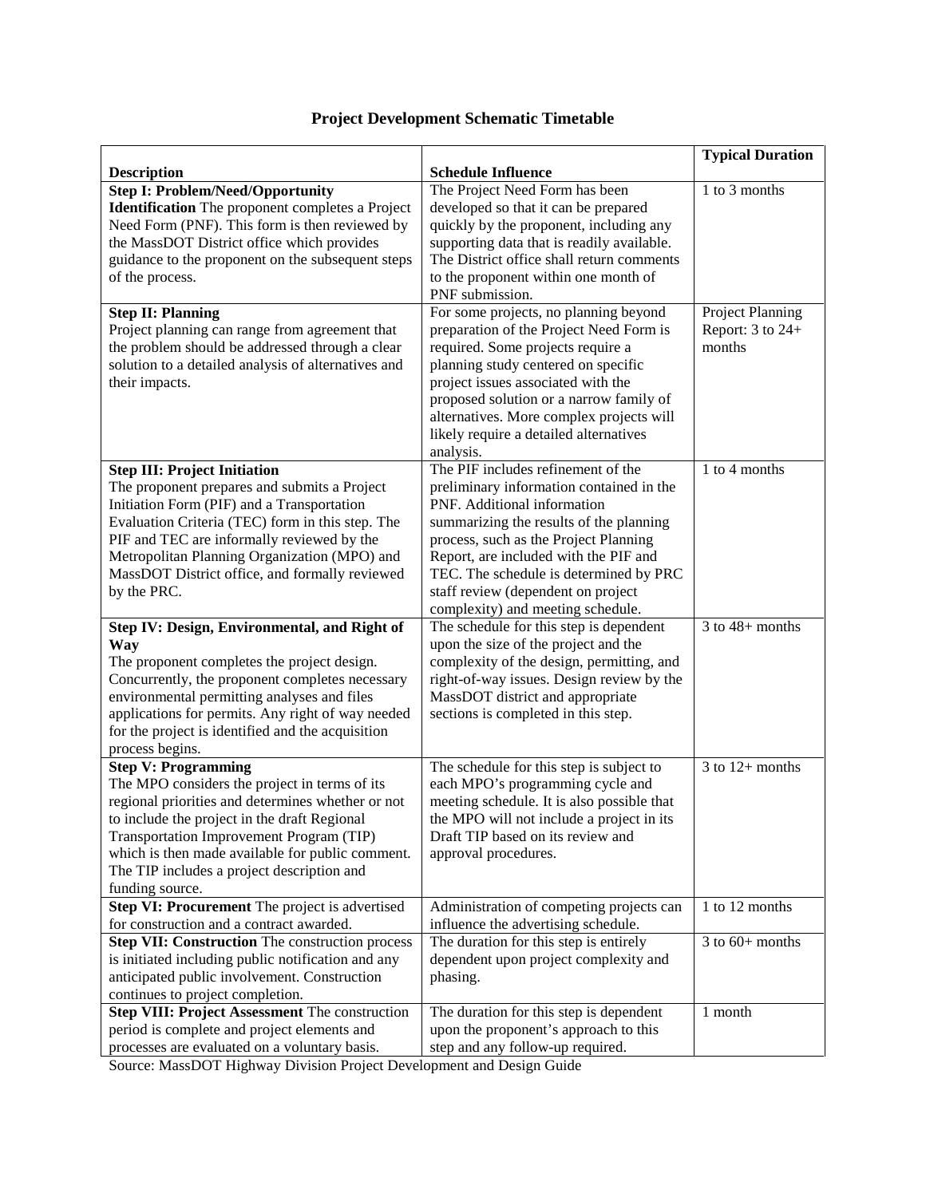## Project Development Schematic Timetable

| Description | Schedule Influence | Typical Duration |
|---|---|---|
| **Step I: Problem/Need/Opportunity Identification** The proponent completes a Project Need Form (PNF). This form is then reviewed by the MassDOT District office which provides guidance to the proponent on the subsequent steps of the process. | The Project Need Form has been developed so that it can be prepared quickly by the proponent, including any supporting data that is readily available. The District office shall return comments to the proponent within one month of PNF submission. | 1 to 3 months |
| **Step II: Planning** Project planning can range from agreement that the problem should be addressed through a clear solution to a detailed analysis of alternatives and their impacts. | For some projects, no planning beyond preparation of the Project Need Form is required. Some projects require a planning study centered on specific project issues associated with the proposed solution or a narrow family of alternatives. More complex projects will likely require a detailed alternatives analysis. | Project Planning Report: 3 to 24+ months |
| **Step III: Project Initiation** The proponent prepares and submits a Project Initiation Form (PIF) and a Transportation Evaluation Criteria (TEC) form in this step. The PIF and TEC are informally reviewed by the Metropolitan Planning Organization (MPO) and MassDOT District office, and formally reviewed by the PRC. | The PIF includes refinement of the preliminary information contained in the PNF. Additional information summarizing the results of the planning process, such as the Project Planning Report, are included with the PIF and TEC. The schedule is determined by PRC staff review (dependent on project complexity) and meeting schedule. | 1 to 4 months |
| **Step IV: Design, Environmental, and Right of Way** The proponent completes the project design. Concurrently, the proponent completes necessary environmental permitting analyses and files applications for permits. Any right of way needed for the project is identified and the acquisition process begins. | The schedule for this step is dependent upon the size of the project and the complexity of the design, permitting, and right-of-way issues. Design review by the MassDOT district and appropriate sections is completed in this step. | 3 to 48+ months |
| **Step V: Programming** The MPO considers the project in terms of its regional priorities and determines whether or not to include the project in the draft Regional Transportation Improvement Program (TIP) which is then made available for public comment. The TIP includes a project description and funding source. | The schedule for this step is subject to each MPO's programming cycle and meeting schedule. It is also possible that the MPO will not include a project in its Draft TIP based on its review and approval procedures. | 3 to 12+ months |
| **Step VI: Procurement** The project is advertised for construction and a contract awarded. | Administration of competing projects can influence the advertising schedule. | 1 to 12 months |
| **Step VII: Construction** The construction process is initiated including public notification and any anticipated public involvement. Construction continues to project completion. | The duration for this step is entirely dependent upon project complexity and phasing. | 3 to 60+ months |
| **Step VIII: Project Assessment** The construction period is complete and project elements and processes are evaluated on a voluntary basis. | The duration for this step is dependent upon the proponent's approach to this step and any follow-up required. | 1 month |

Source: MassDOT Highway Division Project Development and Design Guide